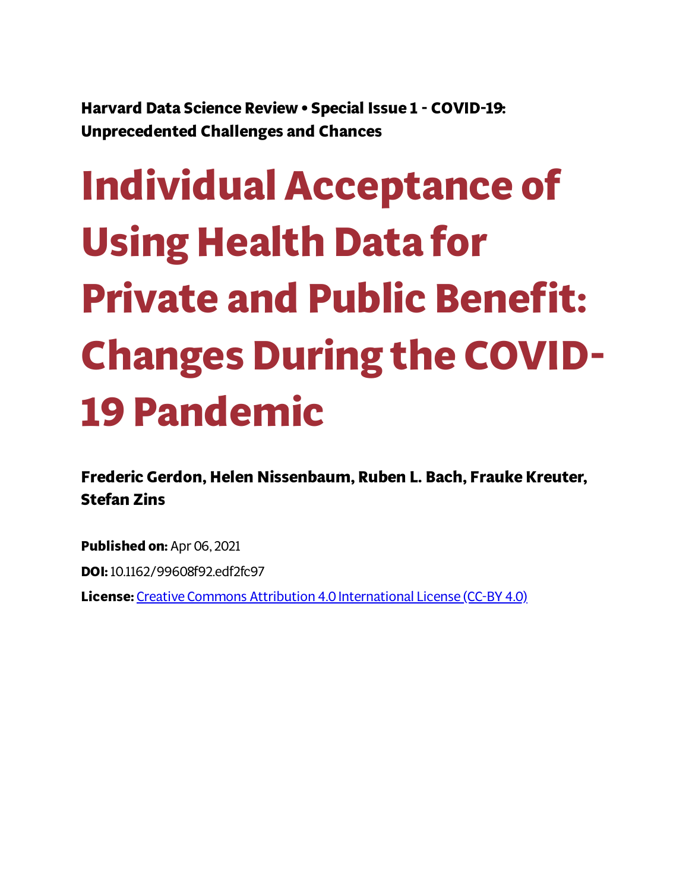**Harvard Data Science Review • Special Issue 1 - COVID-19: Unprecedented Challenges and Chances**

# Individual Acceptance of Using Health Data for Private and Public Benefit: Changes During the COVID-19 Pandemic

**Frederic Gerdon, Helen Nissenbaum, Ruben L. Bach, Frauke Kreuter, Stefan Zins**

**Published on:** Apr 06, 2021

**DOI:** 10.1162/99608f92.edf2fc97

**License:** Creative Commons Attribution 4.0 International License (CC-BY 4.0)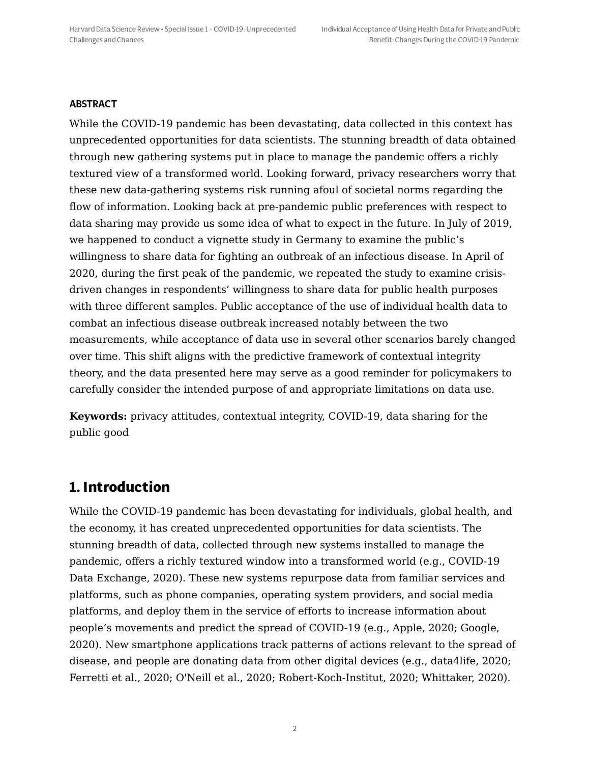**ABSTRACT**

While the COVID-19 pandemic has been devastating, data collected in this context has unprecedented opportunities for data scientists. The stunning breadth of data obtained through new gathering systems put in place to manage the pandemic offers a richly textured view of a transformed world. Looking forward, privacy researchers worry that these new data-gathering systems risk running afoul of societal norms regarding the flow of information. Looking back at pre-pandemic public preferences with respect to data sharing may provide us some idea of what to expect in the future. In July of 2019, we happened to conduct a vignette study in Germany to examine the public's willingness to share data for fighting an outbreak of an infectious disease. In April of 2020, during the first peak of the pandemic, we repeated the study to examine crisis-driven changes in respondents' willingness to share data for public health purposes with three different samples. Public acceptance of the use of individual health data to combat an infectious disease outbreak increased notably between the two measurements, while acceptance of data use in several other scenarios barely changed over time. This shift aligns with the predictive framework of contextual integrity theory, and the data presented here may serve as a good reminder for policymakers to carefully consider the intended purpose of and appropriate limitations on data use.

**Keywords:** privacy attitudes, contextual integrity, COVID-19, data sharing for the public good

## 1. Introduction

While the COVID-19 pandemic has been devastating for individuals, global health, and the economy, it has created unprecedented opportunities for data scientists. The stunning breadth of data, collected through new systems installed to manage the pandemic, offers a richly textured window into a transformed world (e.g., COVID-19 Data Exchange, 2020). These new systems repurpose data from familiar services and platforms, such as phone companies, operating system providers, and social media platforms, and deploy them in the service of efforts to increase information about people's movements and predict the spread of COVID-19 (e.g., Apple, 2020; Google, 2020). New smartphone applications track patterns of actions relevant to the spread of disease, and people are donating data from other digital devices (e.g., data4life, 2020; Ferretti et al., 2020; O'Neill et al., 2020; Robert-Koch-Institut, 2020; Whittaker, 2020).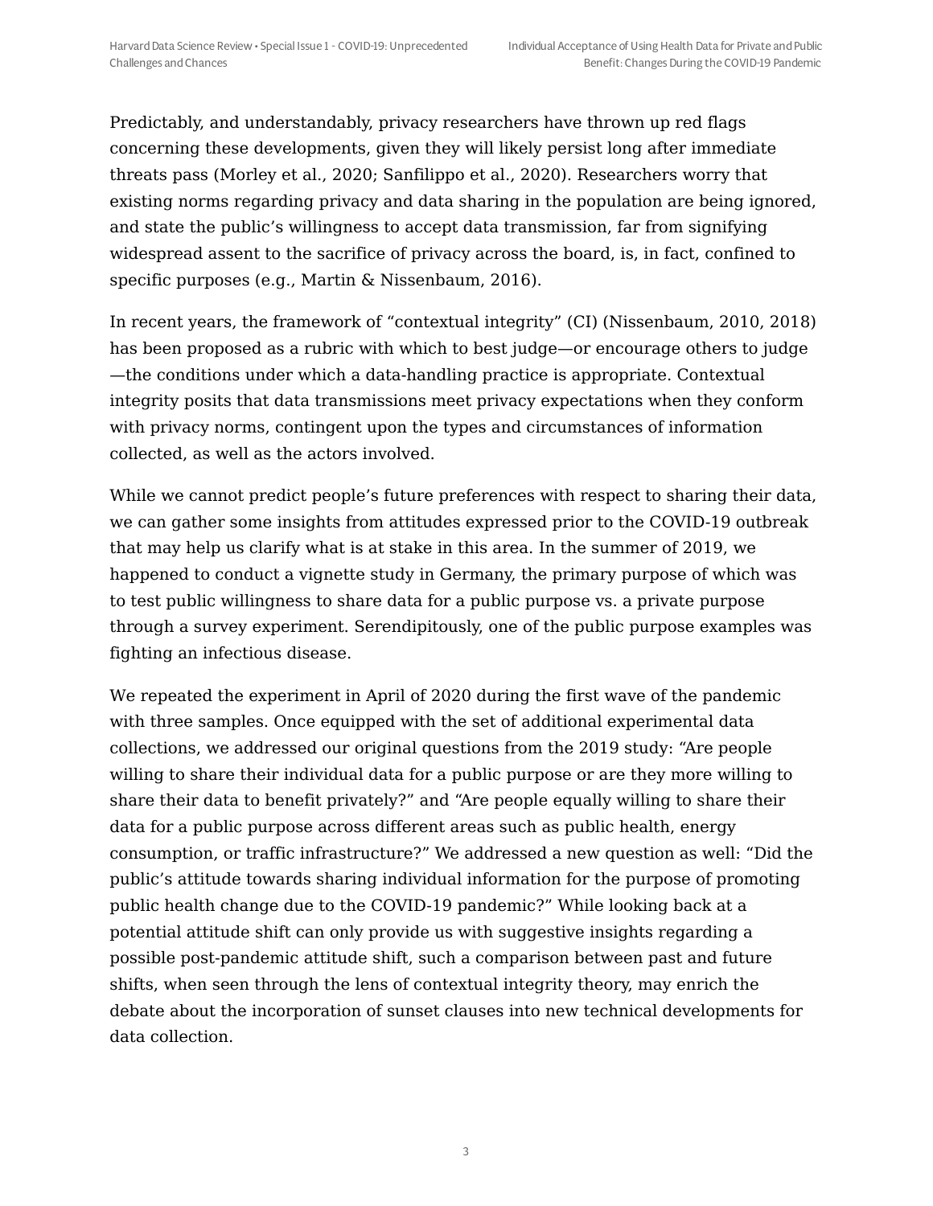Predictably, and understandably, privacy researchers have thrown up red flags concerning these developments, given they will likely persist long after immediate threats pass (Morley et al., 2020; Sanfilippo et al., 2020). Researchers worry that existing norms regarding privacy and data sharing in the population are being ignored, and state the public's willingness to accept data transmission, far from signifying widespread assent to the sacrifice of privacy across the board, is, in fact, confined to specific purposes (e.g., Martin & Nissenbaum, 2016).

In recent years, the framework of "contextual integrity" (CI) (Nissenbaum, 2010, 2018) has been proposed as a rubric with which to best judge—or encourage others to judge—the conditions under which a data-handling practice is appropriate. Contextual integrity posits that data transmissions meet privacy expectations when they conform with privacy norms, contingent upon the types and circumstances of information collected, as well as the actors involved.

While we cannot predict people's future preferences with respect to sharing their data, we can gather some insights from attitudes expressed prior to the COVID-19 outbreak that may help us clarify what is at stake in this area. In the summer of 2019, we happened to conduct a vignette study in Germany, the primary purpose of which was to test public willingness to share data for a public purpose vs. a private purpose through a survey experiment. Serendipitously, one of the public purpose examples was fighting an infectious disease.

We repeated the experiment in April of 2020 during the first wave of the pandemic with three samples. Once equipped with the set of additional experimental data collections, we addressed our original questions from the 2019 study: "Are people willing to share their individual data for a public purpose or are they more willing to share their data to benefit privately?" and "Are people equally willing to share their data for a public purpose across different areas such as public health, energy consumption, or traffic infrastructure?" We addressed a new question as well: "Did the public's attitude towards sharing individual information for the purpose of promoting public health change due to the COVID-19 pandemic?" While looking back at a potential attitude shift can only provide us with suggestive insights regarding a possible post-pandemic attitude shift, such a comparison between past and future shifts, when seen through the lens of contextual integrity theory, may enrich the debate about the incorporation of sunset clauses into new technical developments for data collection.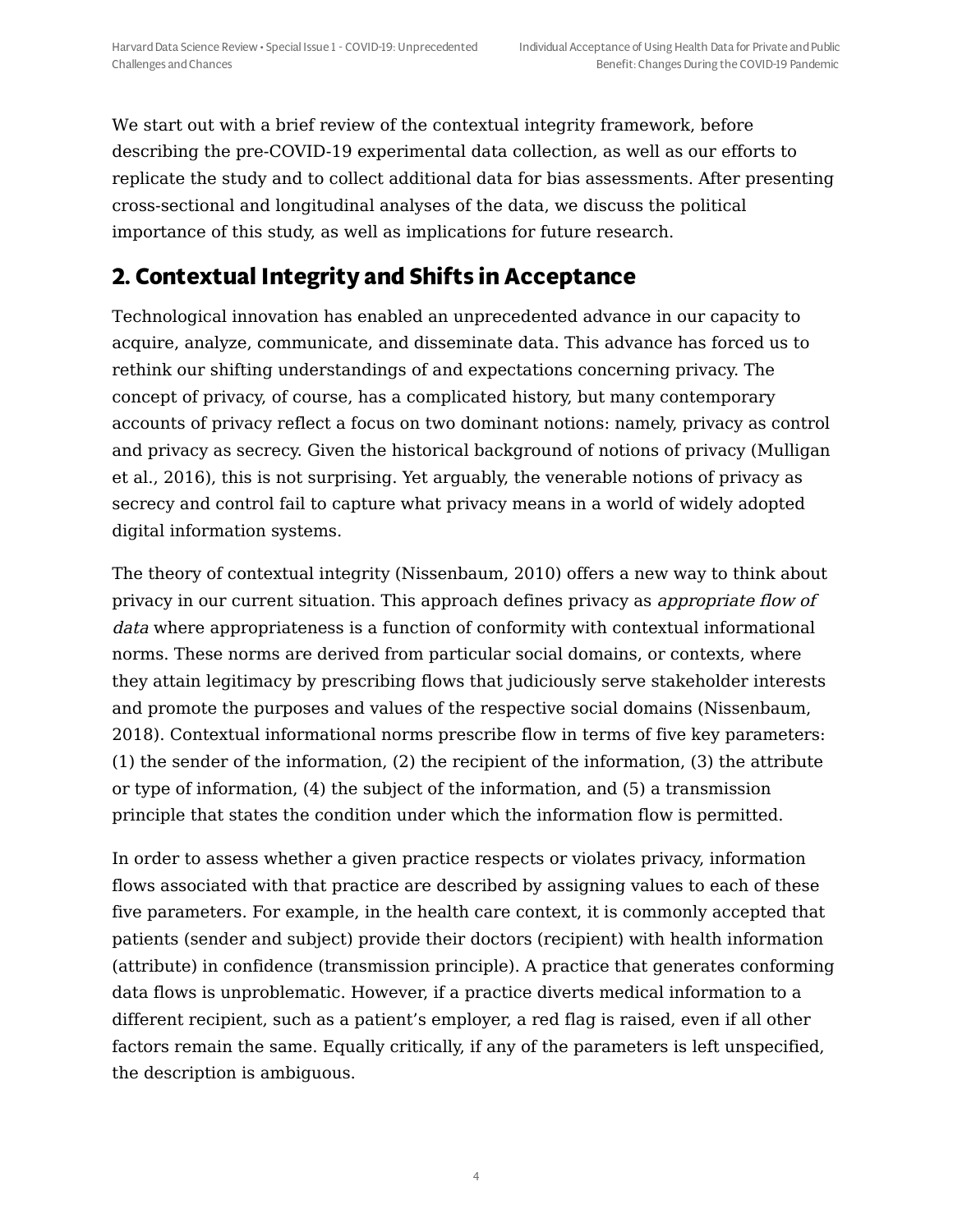We start out with a brief review of the contextual integrity framework, before describing the pre-COVID-19 experimental data collection, as well as our efforts to replicate the study and to collect additional data for bias assessments. After presenting cross-sectional and longitudinal analyses of the data, we discuss the political importance of this study, as well as implications for future research.

## 2. Contextual Integrity and Shifts in Acceptance

Technological innovation has enabled an unprecedented advance in our capacity to acquire, analyze, communicate, and disseminate data. This advance has forced us to rethink our shifting understandings of and expectations concerning privacy. The concept of privacy, of course, has a complicated history, but many contemporary accounts of privacy reflect a focus on two dominant notions: namely, privacy as control and privacy as secrecy. Given the historical background of notions of privacy (Mulligan et al., 2016), this is not surprising. Yet arguably, the venerable notions of privacy as secrecy and control fail to capture what privacy means in a world of widely adopted digital information systems.

The theory of contextual integrity (Nissenbaum, 2010) offers a new way to think about privacy in our current situation. This approach defines privacy as *appropriate flow of data* where appropriateness is a function of conformity with contextual informational norms. These norms are derived from particular social domains, or contexts, where they attain legitimacy by prescribing flows that judiciously serve stakeholder interests and promote the purposes and values of the respective social domains (Nissenbaum, 2018). Contextual informational norms prescribe flow in terms of five key parameters: (1) the sender of the information, (2) the recipient of the information, (3) the attribute or type of information, (4) the subject of the information, and (5) a transmission principle that states the condition under which the information flow is permitted.

In order to assess whether a given practice respects or violates privacy, information flows associated with that practice are described by assigning values to each of these five parameters. For example, in the health care context, it is commonly accepted that patients (sender and subject) provide their doctors (recipient) with health information (attribute) in confidence (transmission principle). A practice that generates conforming data flows is unproblematic. However, if a practice diverts medical information to a different recipient, such as a patient's employer, a red flag is raised, even if all other factors remain the same. Equally critically, if any of the parameters is left unspecified, the description is ambiguous.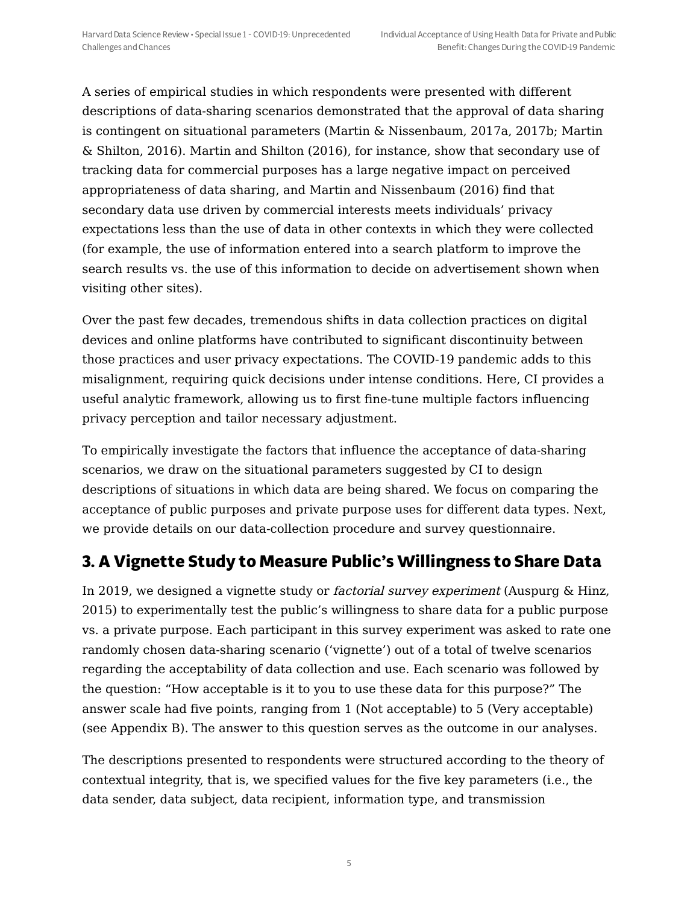A series of empirical studies in which respondents were presented with different descriptions of data-sharing scenarios demonstrated that the approval of data sharing is contingent on situational parameters (Martin & Nissenbaum, 2017a, 2017b; Martin & Shilton, 2016). Martin and Shilton (2016), for instance, show that secondary use of tracking data for commercial purposes has a large negative impact on perceived appropriateness of data sharing, and Martin and Nissenbaum (2016) find that secondary data use driven by commercial interests meets individuals' privacy expectations less than the use of data in other contexts in which they were collected (for example, the use of information entered into a search platform to improve the search results vs. the use of this information to decide on advertisement shown when visiting other sites).

Over the past few decades, tremendous shifts in data collection practices on digital devices and online platforms have contributed to significant discontinuity between those practices and user privacy expectations. The COVID-19 pandemic adds to this misalignment, requiring quick decisions under intense conditions. Here, CI provides a useful analytic framework, allowing us to first fine-tune multiple factors influencing privacy perception and tailor necessary adjustment.

To empirically investigate the factors that influence the acceptance of data-sharing scenarios, we draw on the situational parameters suggested by CI to design descriptions of situations in which data are being shared. We focus on comparing the acceptance of public purposes and private purpose uses for different data types. Next, we provide details on our data-collection procedure and survey questionnaire.

## 3. A Vignette Study to Measure Public's Willingness to Share Data

In 2019, we designed a vignette study or *factorial survey experiment* (Auspurg & Hinz, 2015) to experimentally test the public's willingness to share data for a public purpose vs. a private purpose. Each participant in this survey experiment was asked to rate one randomly chosen data-sharing scenario ('vignette') out of a total of twelve scenarios regarding the acceptability of data collection and use. Each scenario was followed by the question: "How acceptable is it to you to use these data for this purpose?" The answer scale had five points, ranging from 1 (Not acceptable) to 5 (Very acceptable) (see Appendix B). The answer to this question serves as the outcome in our analyses.

The descriptions presented to respondents were structured according to the theory of contextual integrity, that is, we specified values for the five key parameters (i.e., the data sender, data subject, data recipient, information type, and transmission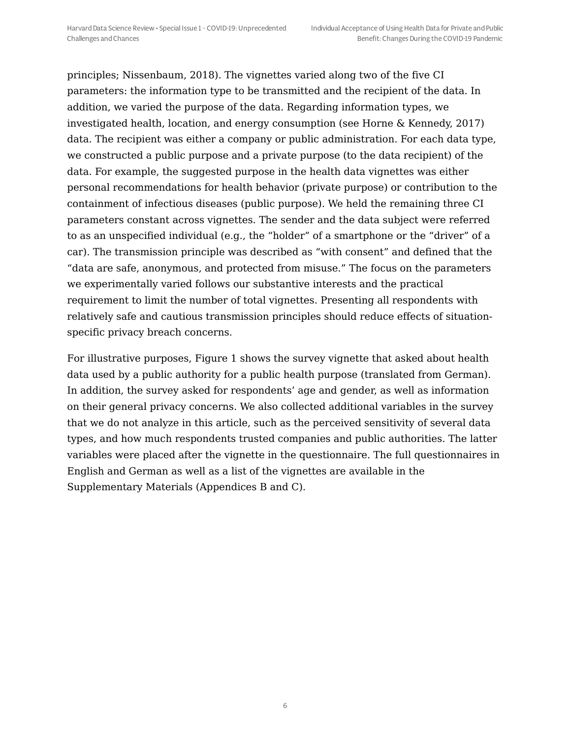principles; Nissenbaum, 2018). The vignettes varied along two of the five CI parameters: the information type to be transmitted and the recipient of the data. In addition, we varied the purpose of the data. Regarding information types, we investigated health, location, and energy consumption (see Horne & Kennedy, 2017) data. The recipient was either a company or public administration. For each data type, we constructed a public purpose and a private purpose (to the data recipient) of the data. For example, the suggested purpose in the health data vignettes was either personal recommendations for health behavior (private purpose) or contribution to the containment of infectious diseases (public purpose). We held the remaining three CI parameters constant across vignettes. The sender and the data subject were referred to as an unspecified individual (e.g., the "holder" of a smartphone or the "driver" of a car). The transmission principle was described as "with consent" and defined that the "data are safe, anonymous, and protected from misuse." The focus on the parameters we experimentally varied follows our substantive interests and the practical requirement to limit the number of total vignettes. Presenting all respondents with relatively safe and cautious transmission principles should reduce effects of situation-specific privacy breach concerns.

For illustrative purposes, Figure 1 shows the survey vignette that asked about health data used by a public authority for a public health purpose (translated from German). In addition, the survey asked for respondents' age and gender, as well as information on their general privacy concerns. We also collected additional variables in the survey that we do not analyze in this article, such as the perceived sensitivity of several data types, and how much respondents trusted companies and public authorities. The latter variables were placed after the vignette in the questionnaire. The full questionnaires in English and German as well as a list of the vignettes are available in the Supplementary Materials (Appendices B and C).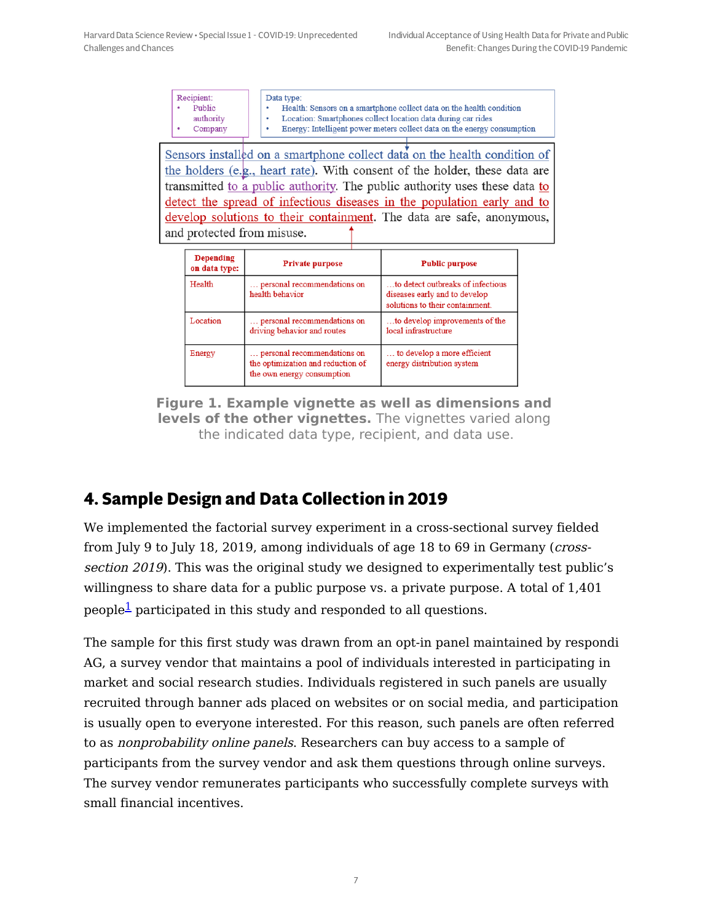Recipient:
- Public authority
- Company

Data type:
- Health: Sensors on a smartphone collect data on the health condition
- Location: Smartphones collect location data during car rides
- Energy: Intelligent power meters collect data on the energy consumption

Sensors installed on a smartphone collect data on the health condition of the holders (e.g., heart rate). With consent of the holder, these data are transmitted to a public authority. The public authority uses these data to detect the spread of infectious diseases in the population early and to develop solutions to their containment. The data are safe, anonymous, and protected from misuse.

| Depending on data type: | Private purpose | Public purpose |
|---|---|---|
| Health | … personal recommendations on health behavior | …to detect outbreaks of infectious diseases early and to develop solutions to their containment. |
| Location | … personal recommendations on driving behavior and routes | …to develop improvements of the local infrastructure |
| Energy | … personal recommendations on the optimization and reduction of the own energy consumption | … to develop a more efficient energy distribution system |

**Figure 1. Example vignette as well as dimensions and levels of the other vignettes.** The vignettes varied along the indicated data type, recipient, and data use.

## 4. Sample Design and Data Collection in 2019

We implemented the factorial survey experiment in a cross-sectional survey fielded from July 9 to July 18, 2019, among individuals of age 18 to 69 in Germany (*cross-section 2019*). This was the original study we designed to experimentally test public's willingness to share data for a public purpose vs. a private purpose. A total of 1,401 people[1] participated in this study and responded to all questions.

The sample for this first study was drawn from an opt-in panel maintained by respondi AG, a survey vendor that maintains a pool of individuals interested in participating in market and social research studies. Individuals registered in such panels are usually recruited through banner ads placed on websites or on social media, and participation is usually open to everyone interested. For this reason, such panels are often referred to as *nonprobability online panels*. Researchers can buy access to a sample of participants from the survey vendor and ask them questions through online surveys. The survey vendor remunerates participants who successfully complete surveys with small financial incentives.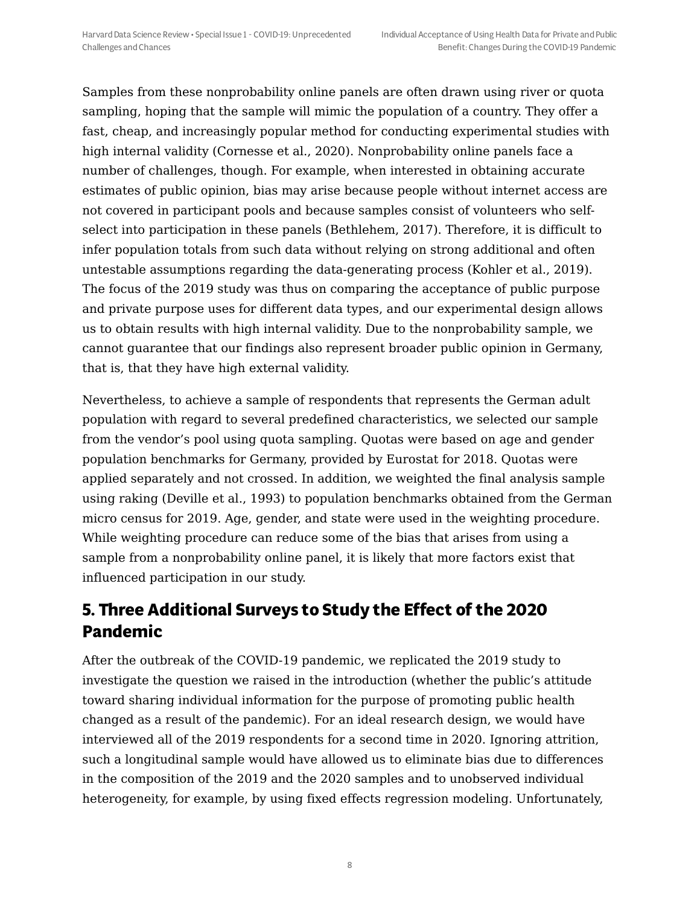Samples from these nonprobability online panels are often drawn using river or quota sampling, hoping that the sample will mimic the population of a country. They offer a fast, cheap, and increasingly popular method for conducting experimental studies with high internal validity (Cornesse et al., 2020). Nonprobability online panels face a number of challenges, though. For example, when interested in obtaining accurate estimates of public opinion, bias may arise because people without internet access are not covered in participant pools and because samples consist of volunteers who self-select into participation in these panels (Bethlehem, 2017). Therefore, it is difficult to infer population totals from such data without relying on strong additional and often untestable assumptions regarding the data-generating process (Kohler et al., 2019). The focus of the 2019 study was thus on comparing the acceptance of public purpose and private purpose uses for different data types, and our experimental design allows us to obtain results with high internal validity. Due to the nonprobability sample, we cannot guarantee that our findings also represent broader public opinion in Germany, that is, that they have high external validity.

Nevertheless, to achieve a sample of respondents that represents the German adult population with regard to several predefined characteristics, we selected our sample from the vendor's pool using quota sampling. Quotas were based on age and gender population benchmarks for Germany, provided by Eurostat for 2018. Quotas were applied separately and not crossed. In addition, we weighted the final analysis sample using raking (Deville et al., 1993) to population benchmarks obtained from the German micro census for 2019. Age, gender, and state were used in the weighting procedure. While weighting procedure can reduce some of the bias that arises from using a sample from a nonprobability online panel, it is likely that more factors exist that influenced participation in our study.

## 5. Three Additional Surveys to Study the Effect of the 2020 Pandemic

After the outbreak of the COVID-19 pandemic, we replicated the 2019 study to investigate the question we raised in the introduction (whether the public's attitude toward sharing individual information for the purpose of promoting public health changed as a result of the pandemic). For an ideal research design, we would have interviewed all of the 2019 respondents for a second time in 2020. Ignoring attrition, such a longitudinal sample would have allowed us to eliminate bias due to differences in the composition of the 2019 and the 2020 samples and to unobserved individual heterogeneity, for example, by using fixed effects regression modeling. Unfortunately,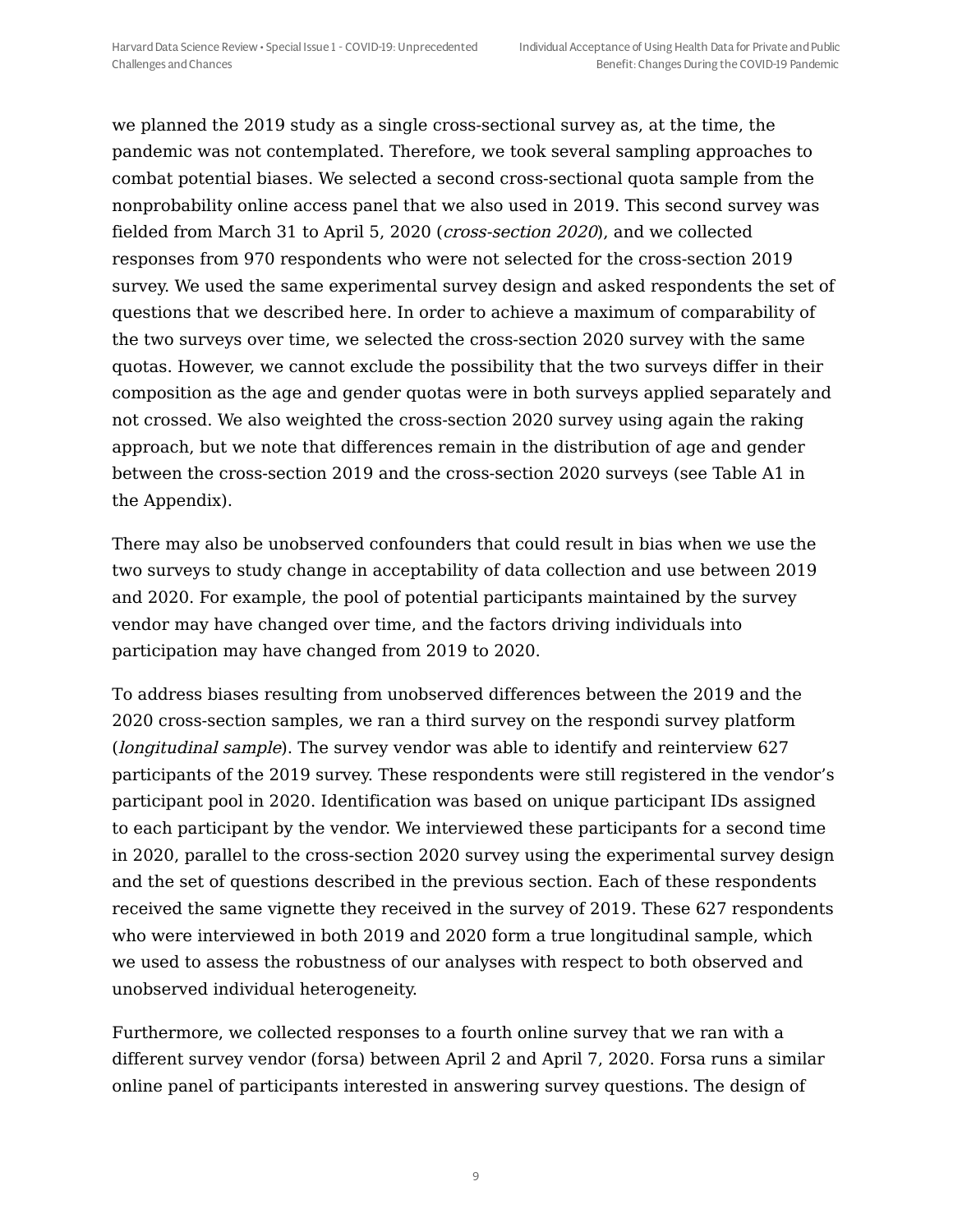we planned the 2019 study as a single cross-sectional survey as, at the time, the pandemic was not contemplated. Therefore, we took several sampling approaches to combat potential biases. We selected a second cross-sectional quota sample from the nonprobability online access panel that we also used in 2019. This second survey was fielded from March 31 to April 5, 2020 (*cross-section 2020*), and we collected responses from 970 respondents who were not selected for the cross-section 2019 survey. We used the same experimental survey design and asked respondents the set of questions that we described here. In order to achieve a maximum of comparability of the two surveys over time, we selected the cross-section 2020 survey with the same quotas. However, we cannot exclude the possibility that the two surveys differ in their composition as the age and gender quotas were in both surveys applied separately and not crossed. We also weighted the cross-section 2020 survey using again the raking approach, but we note that differences remain in the distribution of age and gender between the cross-section 2019 and the cross-section 2020 surveys (see Table A1 in the Appendix).

There may also be unobserved confounders that could result in bias when we use the two surveys to study change in acceptability of data collection and use between 2019 and 2020. For example, the pool of potential participants maintained by the survey vendor may have changed over time, and the factors driving individuals into participation may have changed from 2019 to 2020.

To address biases resulting from unobserved differences between the 2019 and the 2020 cross-section samples, we ran a third survey on the respondi survey platform (*longitudinal sample*). The survey vendor was able to identify and reinterview 627 participants of the 2019 survey. These respondents were still registered in the vendor's participant pool in 2020. Identification was based on unique participant IDs assigned to each participant by the vendor. We interviewed these participants for a second time in 2020, parallel to the cross-section 2020 survey using the experimental survey design and the set of questions described in the previous section. Each of these respondents received the same vignette they received in the survey of 2019. These 627 respondents who were interviewed in both 2019 and 2020 form a true longitudinal sample, which we used to assess the robustness of our analyses with respect to both observed and unobserved individual heterogeneity.

Furthermore, we collected responses to a fourth online survey that we ran with a different survey vendor (forsa) between April 2 and April 7, 2020. Forsa runs a similar online panel of participants interested in answering survey questions. The design of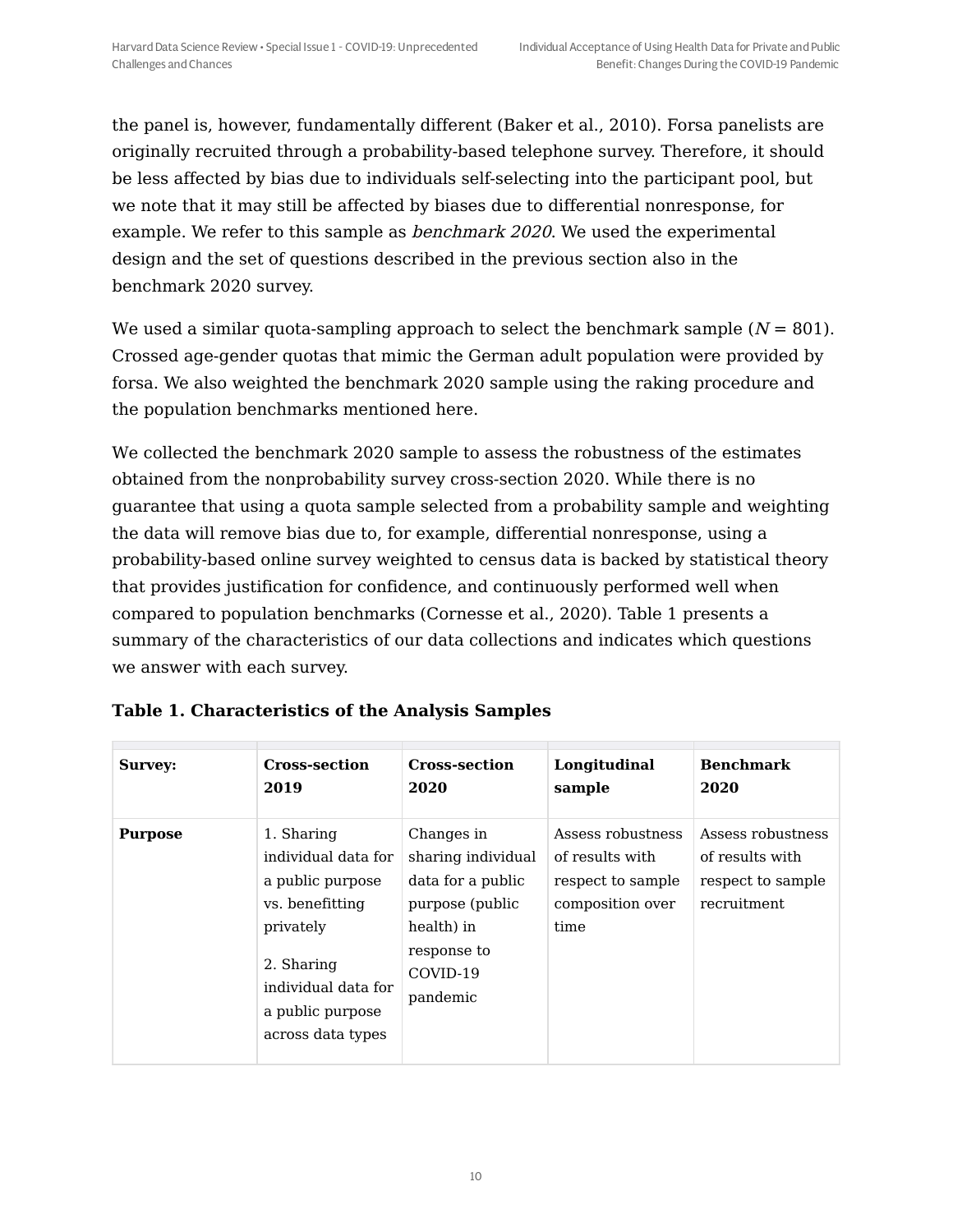the panel is, however, fundamentally different (Baker et al., 2010). Forsa panelists are originally recruited through a probability-based telephone survey. Therefore, it should be less affected by bias due to individuals self-selecting into the participant pool, but we note that it may still be affected by biases due to differential nonresponse, for example. We refer to this sample as *benchmark 2020*. We used the experimental design and the set of questions described in the previous section also in the benchmark 2020 survey.

We used a similar quota-sampling approach to select the benchmark sample ($N$ = 801). Crossed age-gender quotas that mimic the German adult population were provided by forsa. We also weighted the benchmark 2020 sample using the raking procedure and the population benchmarks mentioned here.

We collected the benchmark 2020 sample to assess the robustness of the estimates obtained from the nonprobability survey cross-section 2020. While there is no guarantee that using a quota sample selected from a probability sample and weighting the data will remove bias due to, for example, differential nonresponse, using a probability-based online survey weighted to census data is backed by statistical theory that provides justification for confidence, and continuously performed well when compared to population benchmarks (Cornesse et al., 2020). Table 1 presents a summary of the characteristics of our data collections and indicates which questions we answer with each survey.

**Table 1. Characteristics of the Analysis Samples**

| **Survey:** | **Cross-section 2019** | **Cross-section 2020** | **Longitudinal sample** | **Benchmark 2020** |
|---|---|---|---|---|
| **Purpose** | 1. Sharing individual data for a public purpose vs. benefitting privately<br>2. Sharing individual data for a public purpose across data types | Changes in sharing individual data for a public purpose (public health) in response to COVID-19 pandemic | Assess robustness of results with respect to sample composition over time | Assess robustness of results with respect to sample recruitment |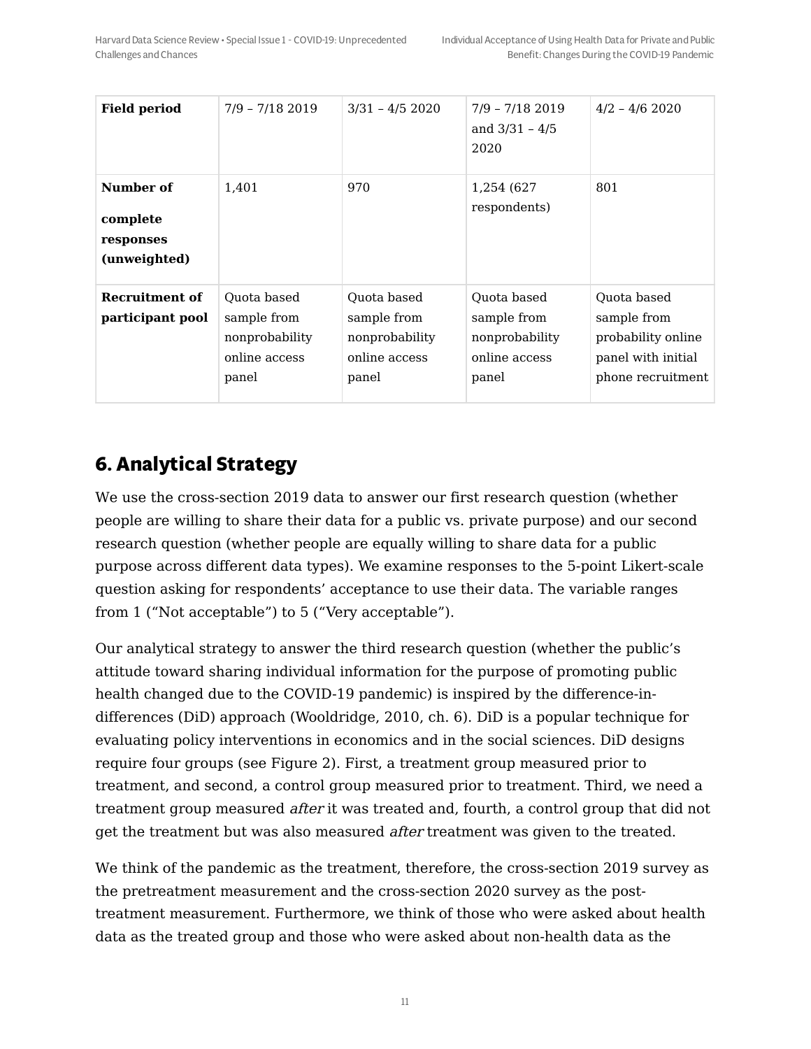| **Field period** | 7/9 – 7/18 2019 | 3/31 – 4/5 2020 | 7/9 – 7/18 2019 and 3/31 – 4/5 2020 | 4/2 – 4/6 2020 |
|---|---|---|---|---|
| **Number of complete responses (unweighted)** | 1,401 | 970 | 1,254 (627 respondents) | 801 |
| **Recruitment of participant pool** | Quota based sample from nonprobability online access panel | Quota based sample from nonprobability online access panel | Quota based sample from nonprobability online access panel | Quota based sample from probability online panel with initial phone recruitment |

## 6. Analytical Strategy

We use the cross-section 2019 data to answer our first research question (whether people are willing to share their data for a public vs. private purpose) and our second research question (whether people are equally willing to share data for a public purpose across different data types). We examine responses to the 5-point Likert-scale question asking for respondents' acceptance to use their data. The variable ranges from 1 ("Not acceptable") to 5 ("Very acceptable").

Our analytical strategy to answer the third research question (whether the public's attitude toward sharing individual information for the purpose of promoting public health changed due to the COVID-19 pandemic) is inspired by the difference-in-differences (DiD) approach (Wooldridge, 2010, ch. 6). DiD is a popular technique for evaluating policy interventions in economics and in the social sciences. DiD designs require four groups (see Figure 2). First, a treatment group measured prior to treatment, and second, a control group measured prior to treatment. Third, we need a treatment group measured *after* it was treated and, fourth, a control group that did not get the treatment but was also measured *after* treatment was given to the treated.

We think of the pandemic as the treatment, therefore, the cross-section 2019 survey as the pretreatment measurement and the cross-section 2020 survey as the post-treatment measurement. Furthermore, we think of those who were asked about health data as the treated group and those who were asked about non-health data as the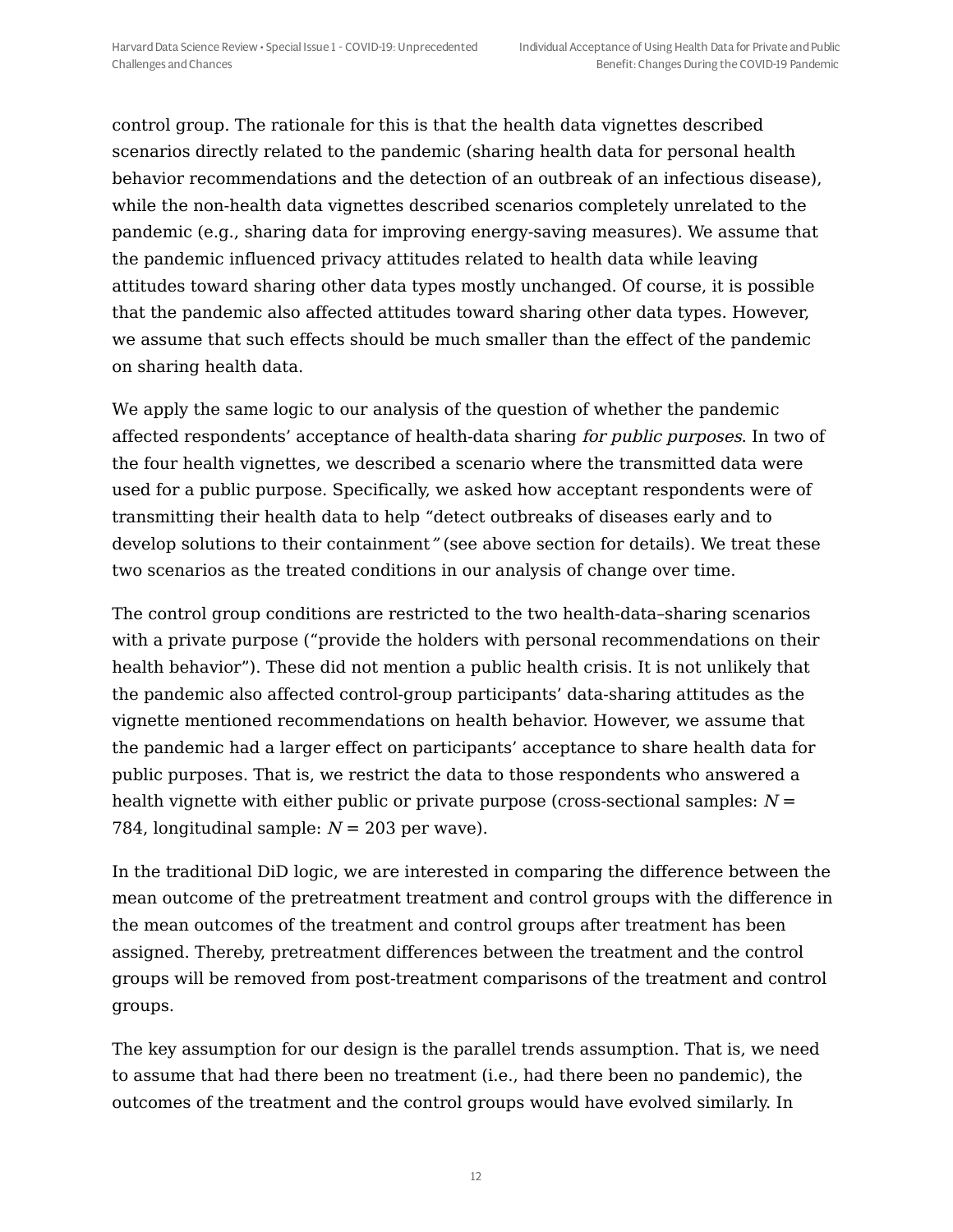control group. The rationale for this is that the health data vignettes described scenarios directly related to the pandemic (sharing health data for personal health behavior recommendations and the detection of an outbreak of an infectious disease), while the non-health data vignettes described scenarios completely unrelated to the pandemic (e.g., sharing data for improving energy-saving measures). We assume that the pandemic influenced privacy attitudes related to health data while leaving attitudes toward sharing other data types mostly unchanged. Of course, it is possible that the pandemic also affected attitudes toward sharing other data types. However, we assume that such effects should be much smaller than the effect of the pandemic on sharing health data.

We apply the same logic to our analysis of the question of whether the pandemic affected respondents' acceptance of health-data sharing *for public purposes*. In two of the four health vignettes, we described a scenario where the transmitted data were used for a public purpose. Specifically, we asked how acceptant respondents were of transmitting their health data to help "detect outbreaks of diseases early and to develop solutions to their containment" (see above section for details). We treat these two scenarios as the treated conditions in our analysis of change over time.

The control group conditions are restricted to the two health-data–sharing scenarios with a private purpose ("provide the holders with personal recommendations on their health behavior"). These did not mention a public health crisis. It is not unlikely that the pandemic also affected control-group participants' data-sharing attitudes as the vignette mentioned recommendations on health behavior. However, we assume that the pandemic had a larger effect on participants' acceptance to share health data for public purposes. That is, we restrict the data to those respondents who answered a health vignette with either public or private purpose (cross-sectional samples: $N$ = 784, longitudinal sample: $N$ = 203 per wave).

In the traditional DiD logic, we are interested in comparing the difference between the mean outcome of the pretreatment treatment and control groups with the difference in the mean outcomes of the treatment and control groups after treatment has been assigned. Thereby, pretreatment differences between the treatment and the control groups will be removed from post-treatment comparisons of the treatment and control groups.

The key assumption for our design is the parallel trends assumption. That is, we need to assume that had there been no treatment (i.e., had there been no pandemic), the outcomes of the treatment and the control groups would have evolved similarly. In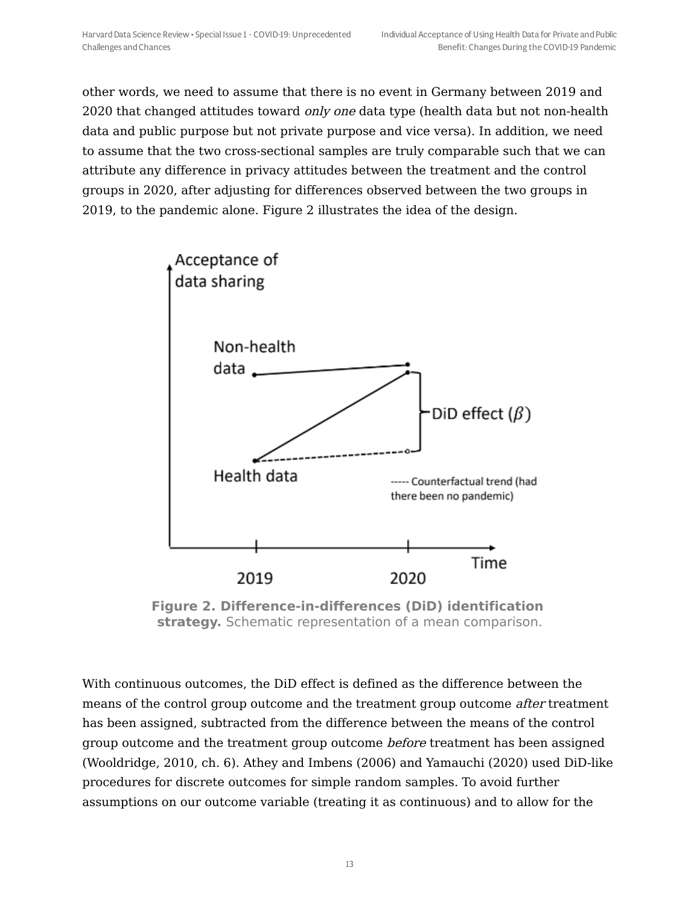other words, we need to assume that there is no event in Germany between 2019 and 2020 that changed attitudes toward *only one* data type (health data but not non-health data and public purpose but not private purpose and vice versa). In addition, we need to assume that the two cross-sectional samples are truly comparable such that we can attribute any difference in privacy attitudes between the treatment and the control groups in 2020, after adjusting for differences observed between the two groups in 2019, to the pandemic alone. Figure 2 illustrates the idea of the design.

**Figure 2. Difference-in-differences (DiD) identification strategy.** Schematic representation of a mean comparison.

With continuous outcomes, the DiD effect is defined as the difference between the means of the control group outcome and the treatment group outcome *after* treatment has been assigned, subtracted from the difference between the means of the control group outcome and the treatment group outcome *before* treatment has been assigned (Wooldridge, 2010, ch. 6). Athey and Imbens (2006) and Yamauchi (2020) used DiD-like procedures for discrete outcomes for simple random samples. To avoid further assumptions on our outcome variable (treating it as continuous) and to allow for the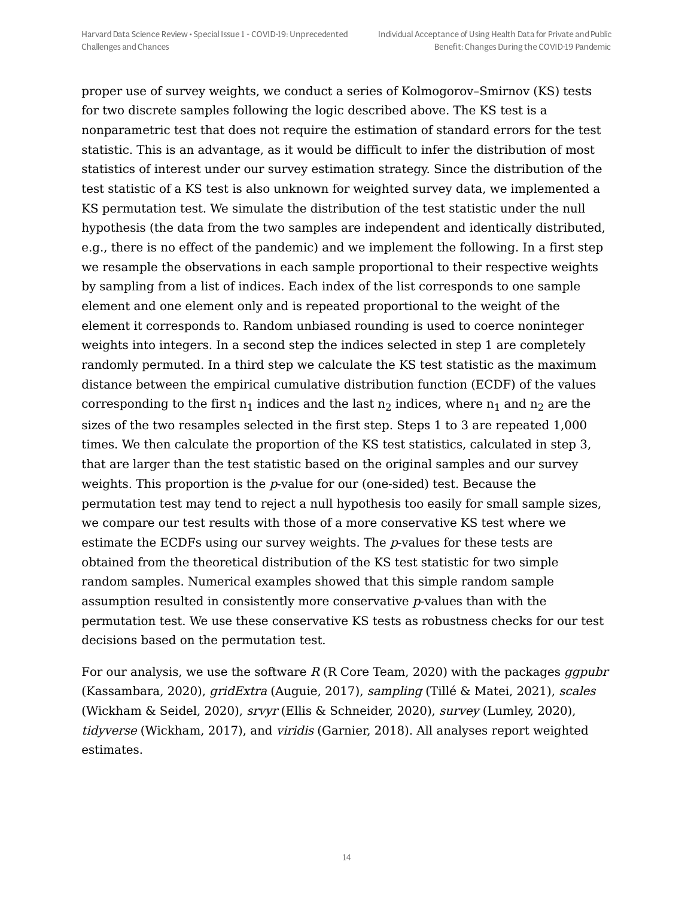proper use of survey weights, we conduct a series of Kolmogorov–Smirnov (KS) tests for two discrete samples following the logic described above. The KS test is a nonparametric test that does not require the estimation of standard errors for the test statistic. This is an advantage, as it would be difficult to infer the distribution of most statistics of interest under our survey estimation strategy. Since the distribution of the test statistic of a KS test is also unknown for weighted survey data, we implemented a KS permutation test. We simulate the distribution of the test statistic under the null hypothesis (the data from the two samples are independent and identically distributed, e.g., there is no effect of the pandemic) and we implement the following. In a first step we resample the observations in each sample proportional to their respective weights by sampling from a list of indices. Each index of the list corresponds to one sample element and one element only and is repeated proportional to the weight of the element it corresponds to. Random unbiased rounding is used to coerce noninteger weights into integers. In a second step the indices selected in step 1 are completely randomly permuted. In a third step we calculate the KS test statistic as the maximum distance between the empirical cumulative distribution function (ECDF) of the values corresponding to the first $n_1$ indices and the last $n_2$ indices, where $n_1$ and $n_2$ are the sizes of the two resamples selected in the first step. Steps 1 to 3 are repeated 1,000 times. We then calculate the proportion of the KS test statistics, calculated in step 3, that are larger than the test statistic based on the original samples and our survey weights. This proportion is the *p*-value for our (one-sided) test. Because the permutation test may tend to reject a null hypothesis too easily for small sample sizes, we compare our test results with those of a more conservative KS test where we estimate the ECDFs using our survey weights. The *p*-values for these tests are obtained from the theoretical distribution of the KS test statistic for two simple random samples. Numerical examples showed that this simple random sample assumption resulted in consistently more conservative *p*-values than with the permutation test. We use these conservative KS tests as robustness checks for our test decisions based on the permutation test.

For our analysis, we use the software *R* (R Core Team, 2020) with the packages *ggpubr* (Kassambara, 2020), *gridExtra* (Auguie, 2017), *sampling* (Tillé & Matei, 2021), *scales* (Wickham & Seidel, 2020), *srvyr* (Ellis & Schneider, 2020), *survey* (Lumley, 2020), *tidyverse* (Wickham, 2017), and *viridis* (Garnier, 2018). All analyses report weighted estimates.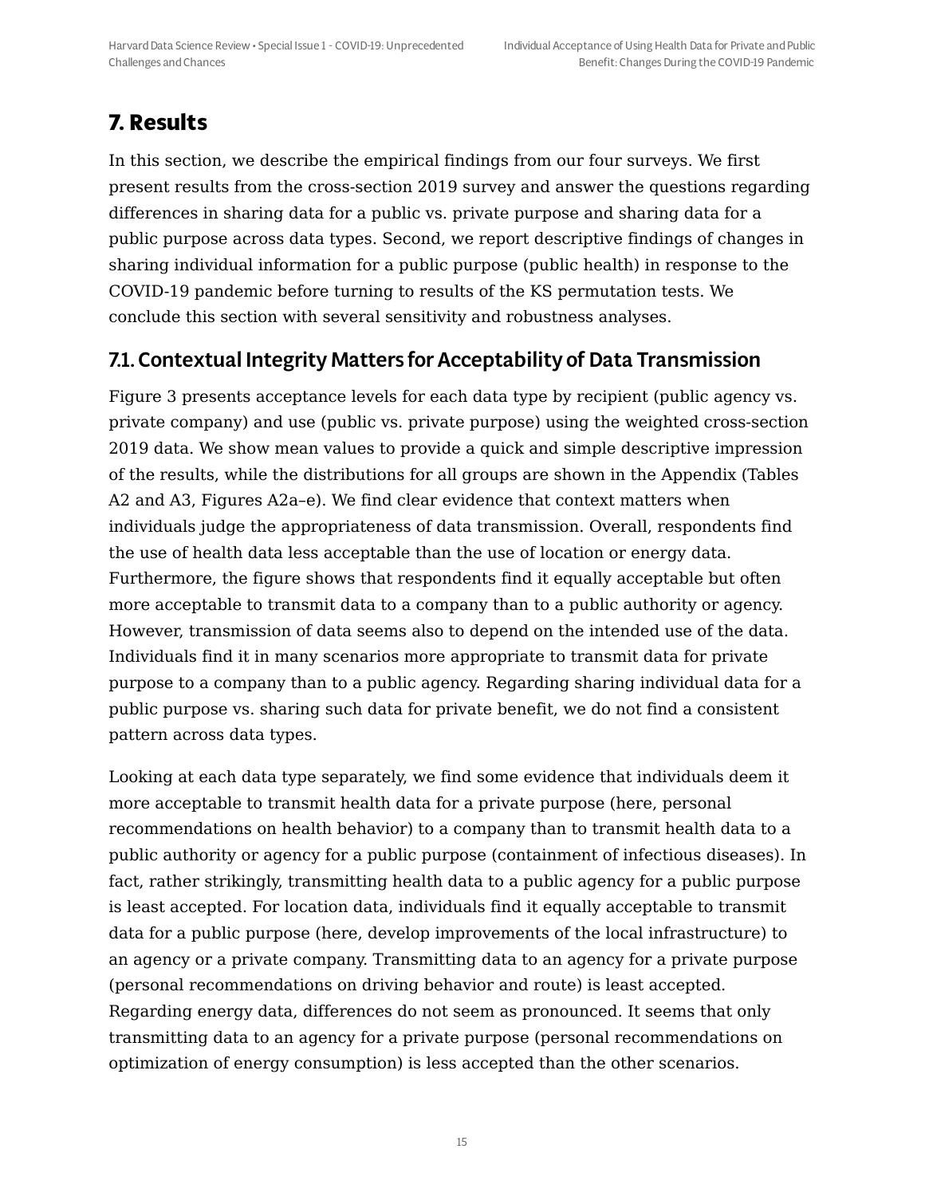# 7. Results

In this section, we describe the empirical findings from our four surveys. We first present results from the cross-section 2019 survey and answer the questions regarding differences in sharing data for a public vs. private purpose and sharing data for a public purpose across data types. Second, we report descriptive findings of changes in sharing individual information for a public purpose (public health) in response to the COVID-19 pandemic before turning to results of the KS permutation tests. We conclude this section with several sensitivity and robustness analyses.

## 7.1. Contextual Integrity Matters for Acceptability of Data Transmission

Figure 3 presents acceptance levels for each data type by recipient (public agency vs. private company) and use (public vs. private purpose) using the weighted cross-section 2019 data. We show mean values to provide a quick and simple descriptive impression of the results, while the distributions for all groups are shown in the Appendix (Tables A2 and A3, Figures A2a–e). We find clear evidence that context matters when individuals judge the appropriateness of data transmission. Overall, respondents find the use of health data less acceptable than the use of location or energy data. Furthermore, the figure shows that respondents find it equally acceptable but often more acceptable to transmit data to a company than to a public authority or agency. However, transmission of data seems also to depend on the intended use of the data. Individuals find it in many scenarios more appropriate to transmit data for private purpose to a company than to a public agency. Regarding sharing individual data for a public purpose vs. sharing such data for private benefit, we do not find a consistent pattern across data types.

Looking at each data type separately, we find some evidence that individuals deem it more acceptable to transmit health data for a private purpose (here, personal recommendations on health behavior) to a company than to transmit health data to a public authority or agency for a public purpose (containment of infectious diseases). In fact, rather strikingly, transmitting health data to a public agency for a public purpose is least accepted. For location data, individuals find it equally acceptable to transmit data for a public purpose (here, develop improvements of the local infrastructure) to an agency or a private company. Transmitting data to an agency for a private purpose (personal recommendations on driving behavior and route) is least accepted. Regarding energy data, differences do not seem as pronounced. It seems that only transmitting data to an agency for a private purpose (personal recommendations on optimization of energy consumption) is less accepted than the other scenarios.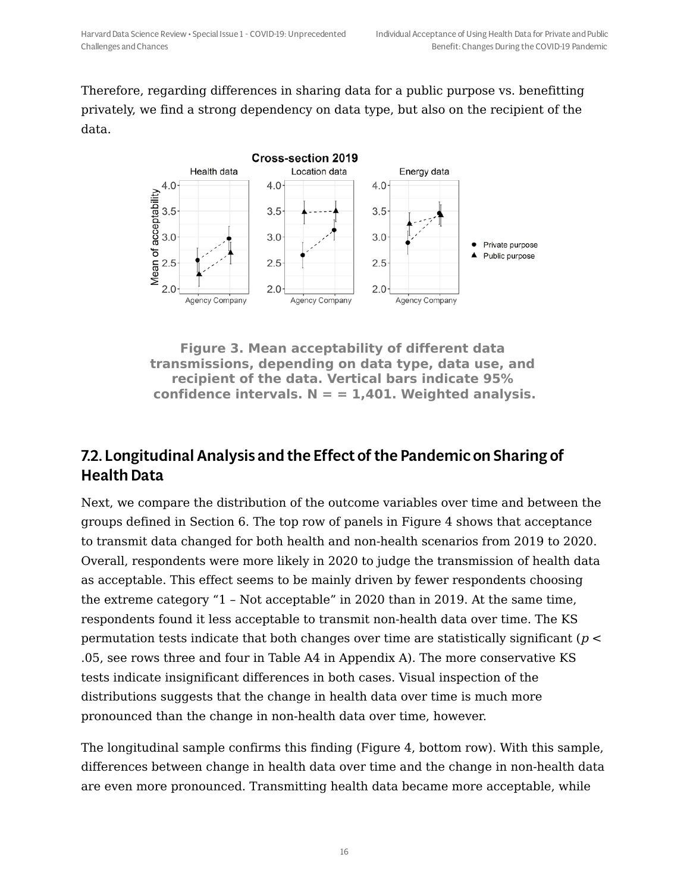Therefore, regarding differences in sharing data for a public purpose vs. benefitting privately, we find a strong dependency on data type, but also on the recipient of the data.

**Figure 3. Mean acceptability of different data transmissions, depending on data type, data use, and recipient of the data. Vertical bars indicate 95% confidence intervals. N = = 1,401. Weighted analysis.**

## 7.2. Longitudinal Analysis and the Effect of the Pandemic on Sharing of Health Data

Next, we compare the distribution of the outcome variables over time and between the groups defined in Section 6. The top row of panels in Figure 4 shows that acceptance to transmit data changed for both health and non-health scenarios from 2019 to 2020. Overall, respondents were more likely in 2020 to judge the transmission of health data as acceptable. This effect seems to be mainly driven by fewer respondents choosing the extreme category "1 – Not acceptable" in 2020 than in 2019. At the same time, respondents found it less acceptable to transmit non-health data over time. The KS permutation tests indicate that both changes over time are statistically significant ($p < .05$, see rows three and four in Table A4 in Appendix A). The more conservative KS tests indicate insignificant differences in both cases. Visual inspection of the distributions suggests that the change in health data over time is much more pronounced than the change in non-health data over time, however.

The longitudinal sample confirms this finding (Figure 4, bottom row). With this sample, differences between change in health data over time and the change in non-health data are even more pronounced. Transmitting health data became more acceptable, while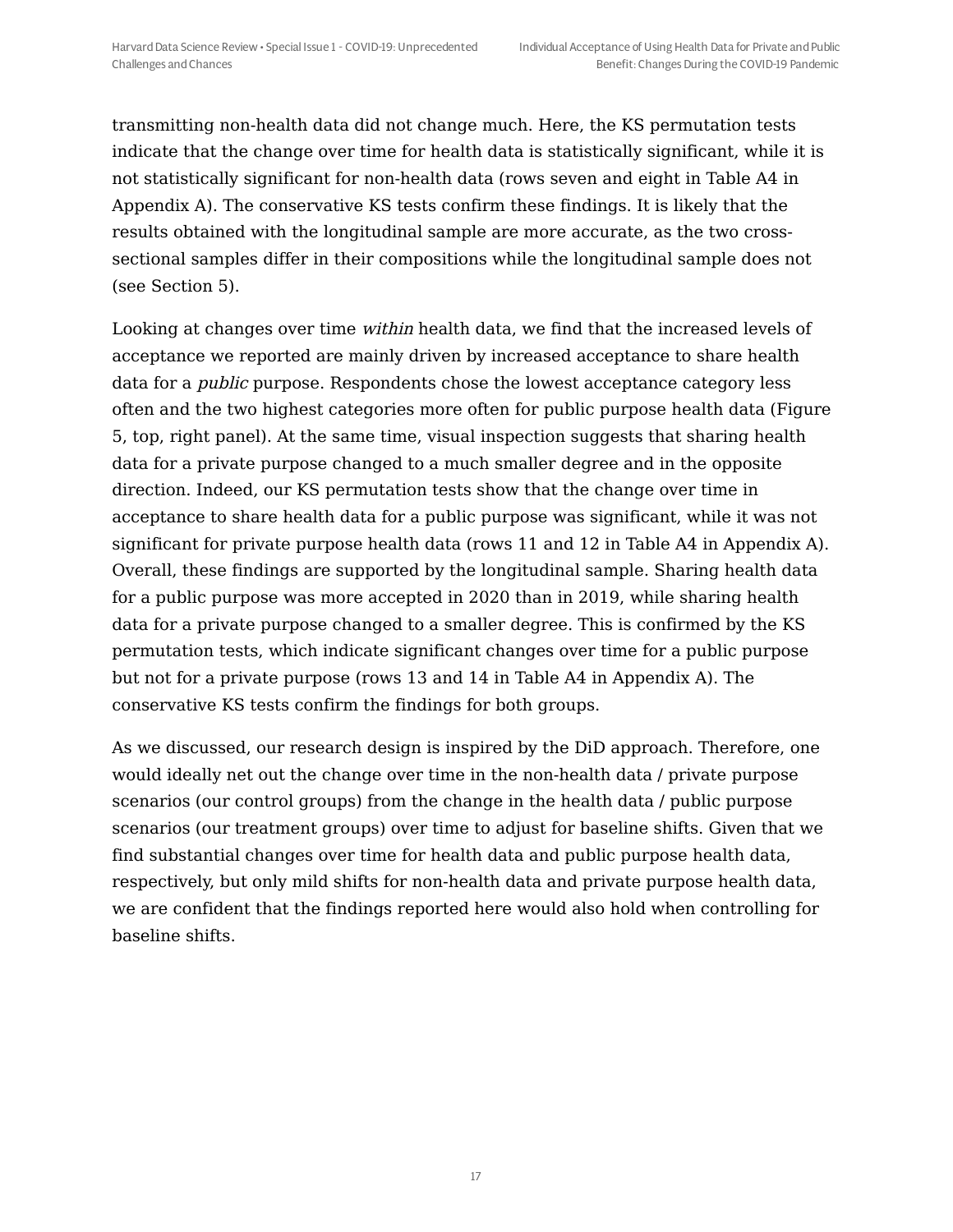transmitting non-health data did not change much. Here, the KS permutation tests indicate that the change over time for health data is statistically significant, while it is not statistically significant for non-health data (rows seven and eight in Table A4 in Appendix A). The conservative KS tests confirm these findings. It is likely that the results obtained with the longitudinal sample are more accurate, as the two cross-sectional samples differ in their compositions while the longitudinal sample does not (see Section 5).

Looking at changes over time *within* health data, we find that the increased levels of acceptance we reported are mainly driven by increased acceptance to share health data for a *public* purpose. Respondents chose the lowest acceptance category less often and the two highest categories more often for public purpose health data (Figure 5, top, right panel). At the same time, visual inspection suggests that sharing health data for a private purpose changed to a much smaller degree and in the opposite direction. Indeed, our KS permutation tests show that the change over time in acceptance to share health data for a public purpose was significant, while it was not significant for private purpose health data (rows 11 and 12 in Table A4 in Appendix A). Overall, these findings are supported by the longitudinal sample. Sharing health data for a public purpose was more accepted in 2020 than in 2019, while sharing health data for a private purpose changed to a smaller degree. This is confirmed by the KS permutation tests, which indicate significant changes over time for a public purpose but not for a private purpose (rows 13 and 14 in Table A4 in Appendix A). The conservative KS tests confirm the findings for both groups.

As we discussed, our research design is inspired by the DiD approach. Therefore, one would ideally net out the change over time in the non-health data / private purpose scenarios (our control groups) from the change in the health data / public purpose scenarios (our treatment groups) over time to adjust for baseline shifts. Given that we find substantial changes over time for health data and public purpose health data, respectively, but only mild shifts for non-health data and private purpose health data, we are confident that the findings reported here would also hold when controlling for baseline shifts.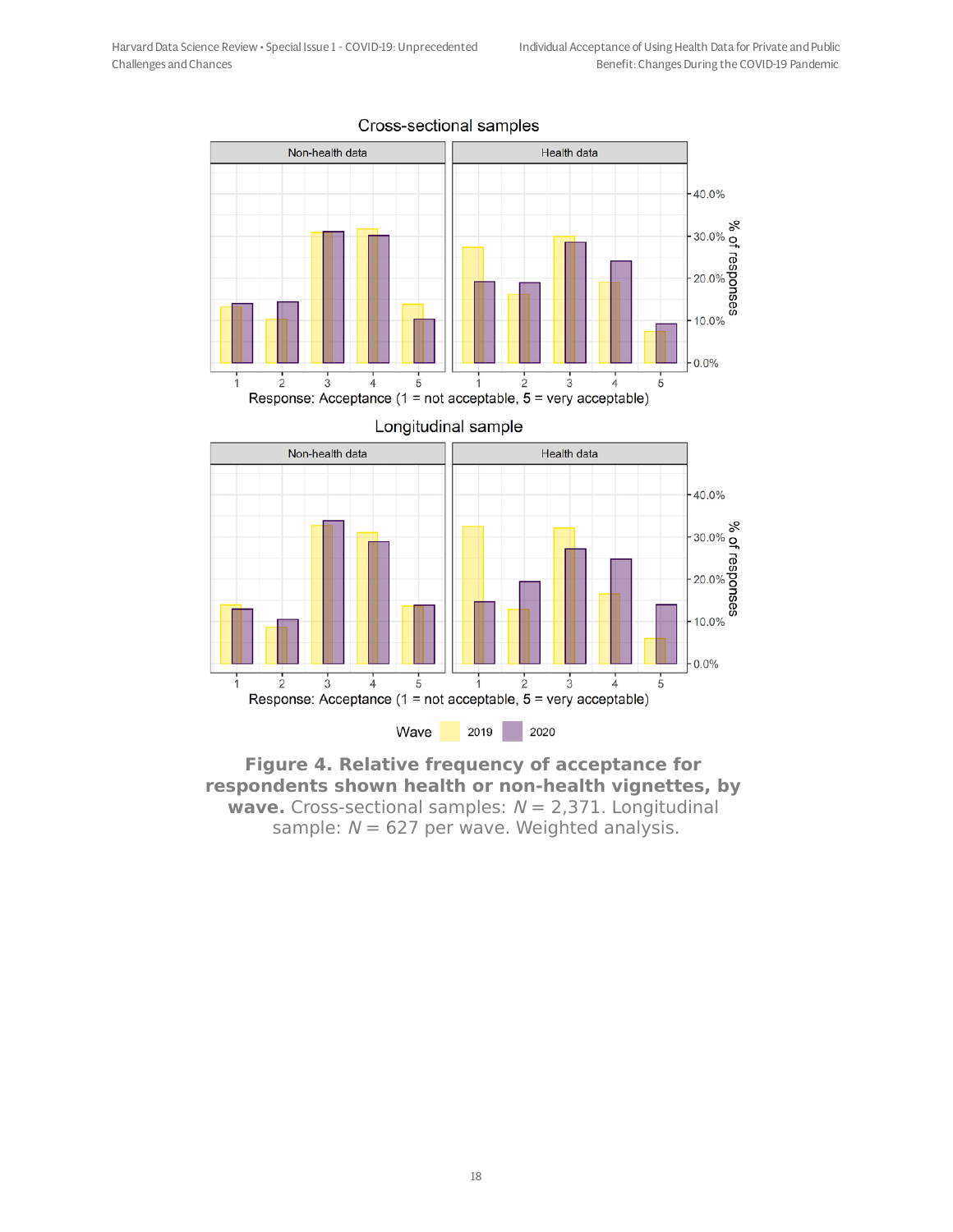**Figure 4. Relative frequency of acceptance for respondents shown health or non-health vignettes, by wave.** Cross-sectional samples: $N$ = 2,371. Longitudinal sample: $N$ = 627 per wave. Weighted analysis.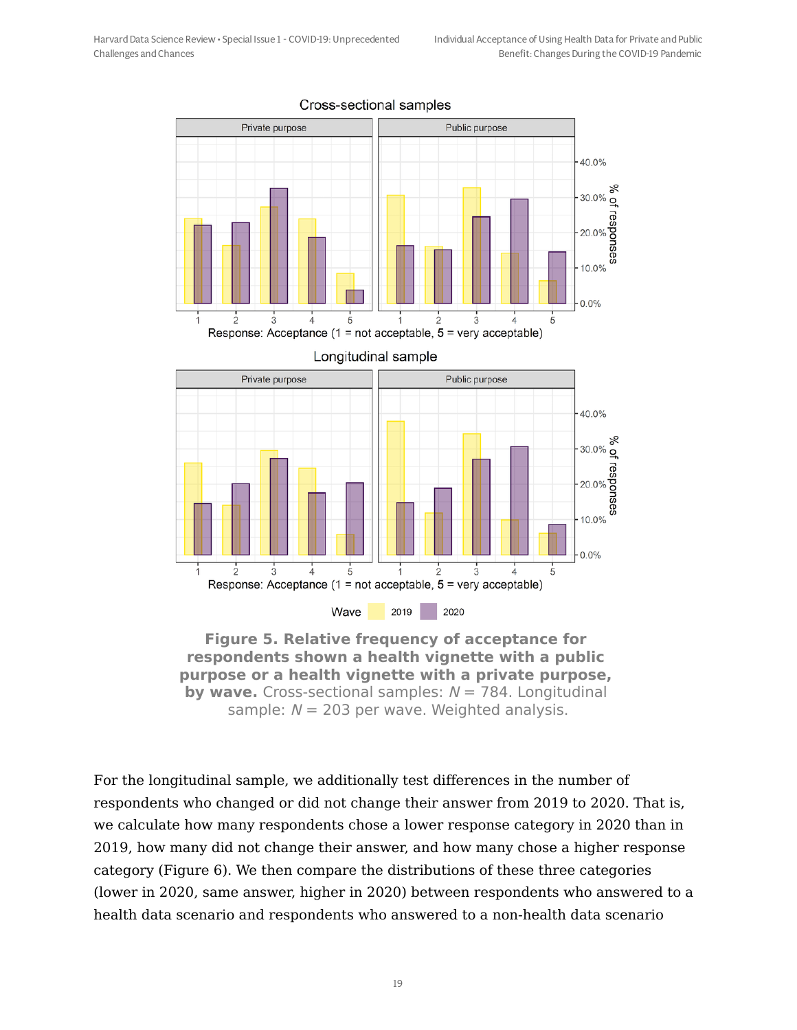**Figure 5. Relative frequency of acceptance for respondents shown a health vignette with a public purpose or a health vignette with a private purpose, by wave.** Cross-sectional samples: $N$ = 784. Longitudinal sample: $N$ = 203 per wave. Weighted analysis.

For the longitudinal sample, we additionally test differences in the number of respondents who changed or did not change their answer from 2019 to 2020. That is, we calculate how many respondents chose a lower response category in 2020 than in 2019, how many did not change their answer, and how many chose a higher response category (Figure 6). We then compare the distributions of these three categories (lower in 2020, same answer, higher in 2020) between respondents who answered to a health data scenario and respondents who answered to a non-health data scenario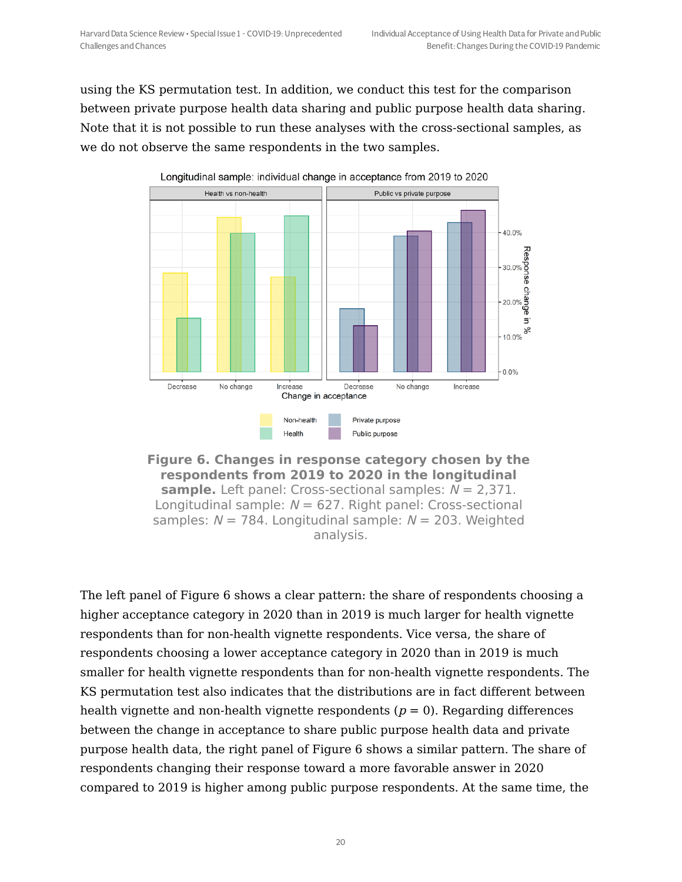using the KS permutation test. In addition, we conduct this test for the comparison between private purpose health data sharing and public purpose health data sharing. Note that it is not possible to run these analyses with the cross-sectional samples, as we do not observe the same respondents in the two samples.

**Figure 6. Changes in response category chosen by the respondents from 2019 to 2020 in the longitudinal sample.** Left panel: Cross-sectional samples: $N = 2{,}371$. Longitudinal sample: $N = 627$. Right panel: Cross-sectional samples: $N = 784$. Longitudinal sample: $N = 203$. Weighted analysis.

The left panel of Figure 6 shows a clear pattern: the share of respondents choosing a higher acceptance category in 2020 than in 2019 is much larger for health vignette respondents than for non-health vignette respondents. Vice versa, the share of respondents choosing a lower acceptance category in 2020 than in 2019 is much smaller for health vignette respondents than for non-health vignette respondents. The KS permutation test also indicates that the distributions are in fact different between health vignette and non-health vignette respondents ($p = 0$). Regarding differences between the change in acceptance to share public purpose health data and private purpose health data, the right panel of Figure 6 shows a similar pattern. The share of respondents changing their response toward a more favorable answer in 2020 compared to 2019 is higher among public purpose respondents. At the same time, the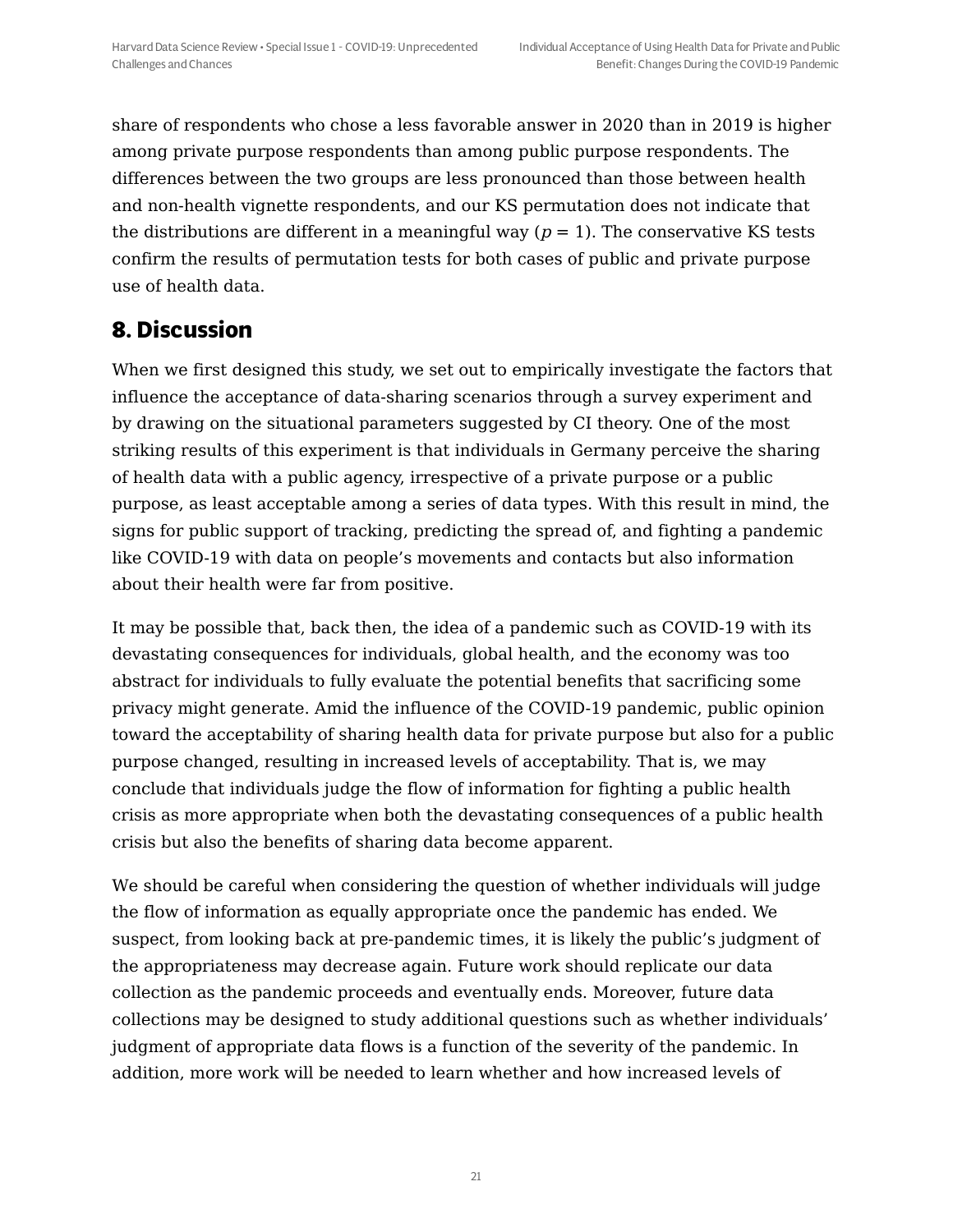share of respondents who chose a less favorable answer in 2020 than in 2019 is higher among private purpose respondents than among public purpose respondents. The differences between the two groups are less pronounced than those between health and non-health vignette respondents, and our KS permutation does not indicate that the distributions are different in a meaningful way ($p = 1$). The conservative KS tests confirm the results of permutation tests for both cases of public and private purpose use of health data.

## 8. Discussion

When we first designed this study, we set out to empirically investigate the factors that influence the acceptance of data-sharing scenarios through a survey experiment and by drawing on the situational parameters suggested by CI theory. One of the most striking results of this experiment is that individuals in Germany perceive the sharing of health data with a public agency, irrespective of a private purpose or a public purpose, as least acceptable among a series of data types. With this result in mind, the signs for public support of tracking, predicting the spread of, and fighting a pandemic like COVID-19 with data on people's movements and contacts but also information about their health were far from positive.

It may be possible that, back then, the idea of a pandemic such as COVID-19 with its devastating consequences for individuals, global health, and the economy was too abstract for individuals to fully evaluate the potential benefits that sacrificing some privacy might generate. Amid the influence of the COVID-19 pandemic, public opinion toward the acceptability of sharing health data for private purpose but also for a public purpose changed, resulting in increased levels of acceptability. That is, we may conclude that individuals judge the flow of information for fighting a public health crisis as more appropriate when both the devastating consequences of a public health crisis but also the benefits of sharing data become apparent.

We should be careful when considering the question of whether individuals will judge the flow of information as equally appropriate once the pandemic has ended. We suspect, from looking back at pre-pandemic times, it is likely the public's judgment of the appropriateness may decrease again. Future work should replicate our data collection as the pandemic proceeds and eventually ends. Moreover, future data collections may be designed to study additional questions such as whether individuals' judgment of appropriate data flows is a function of the severity of the pandemic. In addition, more work will be needed to learn whether and how increased levels of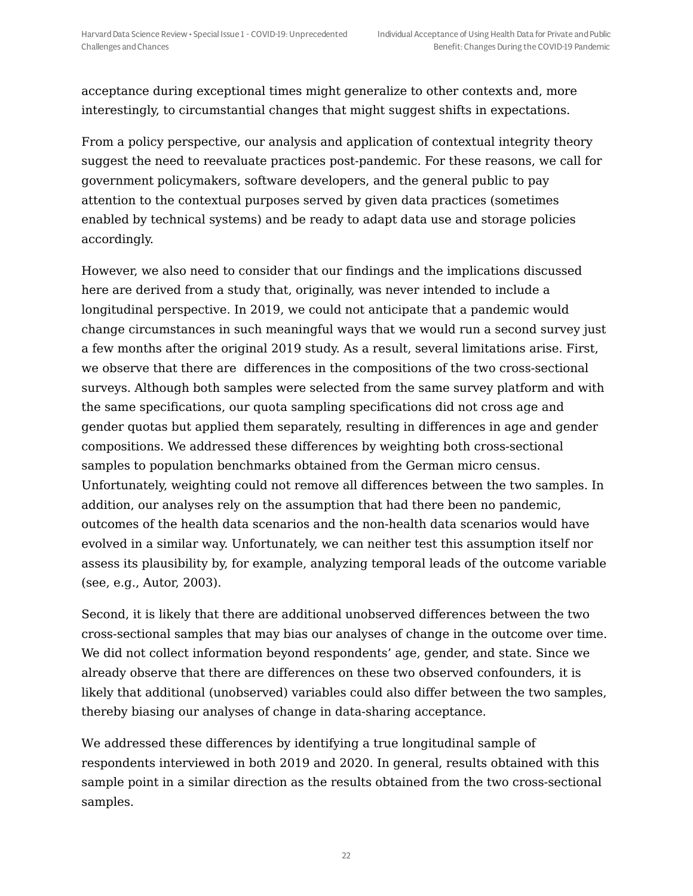acceptance during exceptional times might generalize to other contexts and, more interestingly, to circumstantial changes that might suggest shifts in expectations.

From a policy perspective, our analysis and application of contextual integrity theory suggest the need to reevaluate practices post-pandemic. For these reasons, we call for government policymakers, software developers, and the general public to pay attention to the contextual purposes served by given data practices (sometimes enabled by technical systems) and be ready to adapt data use and storage policies accordingly.

However, we also need to consider that our findings and the implications discussed here are derived from a study that, originally, was never intended to include a longitudinal perspective. In 2019, we could not anticipate that a pandemic would change circumstances in such meaningful ways that we would run a second survey just a few months after the original 2019 study. As a result, several limitations arise. First, we observe that there are differences in the compositions of the two cross-sectional surveys. Although both samples were selected from the same survey platform and with the same specifications, our quota sampling specifications did not cross age and gender quotas but applied them separately, resulting in differences in age and gender compositions. We addressed these differences by weighting both cross-sectional samples to population benchmarks obtained from the German micro census. Unfortunately, weighting could not remove all differences between the two samples. In addition, our analyses rely on the assumption that had there been no pandemic, outcomes of the health data scenarios and the non-health data scenarios would have evolved in a similar way. Unfortunately, we can neither test this assumption itself nor assess its plausibility by, for example, analyzing temporal leads of the outcome variable (see, e.g., Autor, 2003).

Second, it is likely that there are additional unobserved differences between the two cross-sectional samples that may bias our analyses of change in the outcome over time. We did not collect information beyond respondents' age, gender, and state. Since we already observe that there are differences on these two observed confounders, it is likely that additional (unobserved) variables could also differ between the two samples, thereby biasing our analyses of change in data-sharing acceptance.

We addressed these differences by identifying a true longitudinal sample of respondents interviewed in both 2019 and 2020. In general, results obtained with this sample point in a similar direction as the results obtained from the two cross-sectional samples.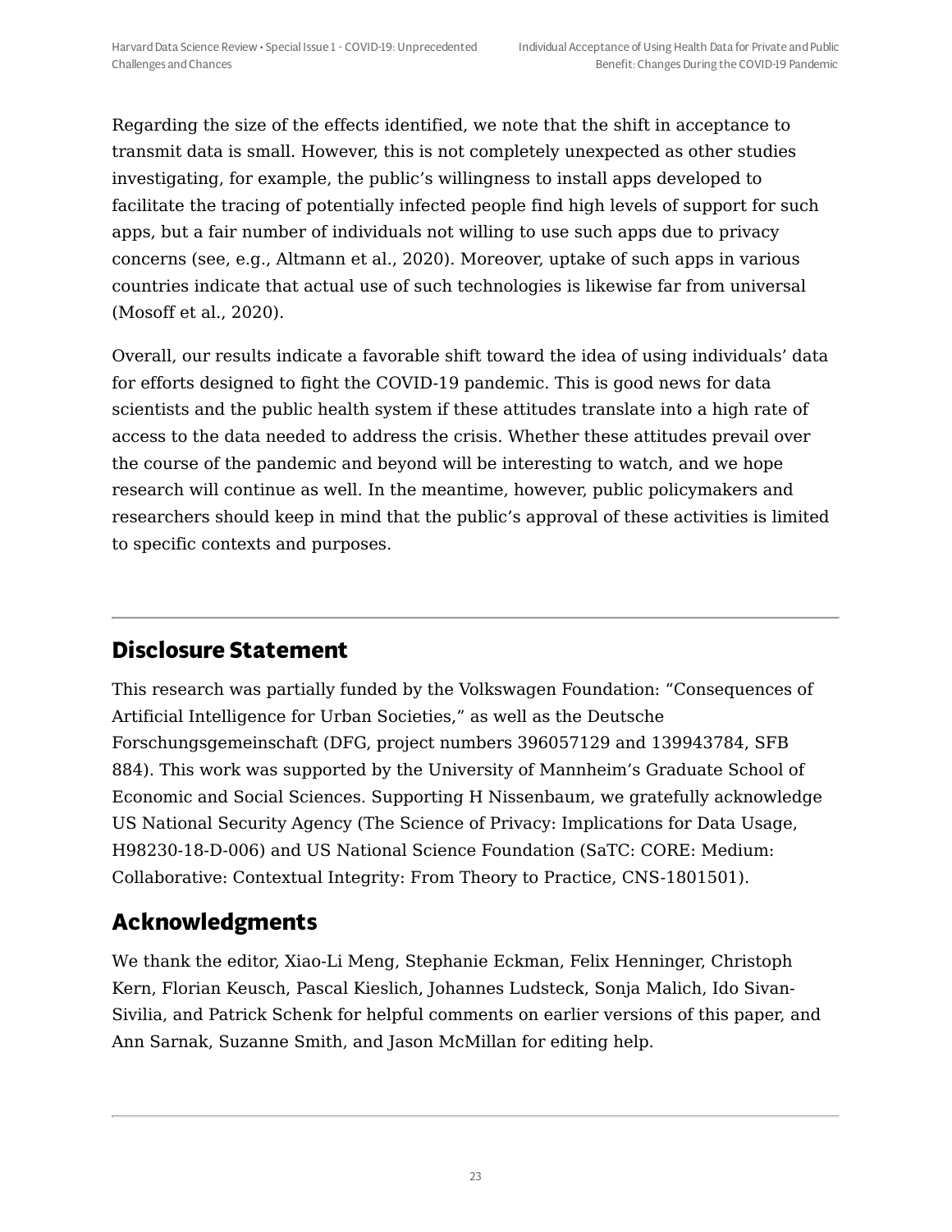Regarding the size of the effects identified, we note that the shift in acceptance to transmit data is small. However, this is not completely unexpected as other studies investigating, for example, the public's willingness to install apps developed to facilitate the tracing of potentially infected people find high levels of support for such apps, but a fair number of individuals not willing to use such apps due to privacy concerns (see, e.g., Altmann et al., 2020). Moreover, uptake of such apps in various countries indicate that actual use of such technologies is likewise far from universal (Mosoff et al., 2020).

Overall, our results indicate a favorable shift toward the idea of using individuals' data for efforts designed to fight the COVID-19 pandemic. This is good news for data scientists and the public health system if these attitudes translate into a high rate of access to the data needed to address the crisis. Whether these attitudes prevail over the course of the pandemic and beyond will be interesting to watch, and we hope research will continue as well. In the meantime, however, public policymakers and researchers should keep in mind that the public's approval of these activities is limited to specific contexts and purposes.

---

## Disclosure Statement

This research was partially funded by the Volkswagen Foundation: "Consequences of Artificial Intelligence for Urban Societies," as well as the Deutsche Forschungsgemeinschaft (DFG, project numbers 396057129 and 139943784, SFB 884). This work was supported by the University of Mannheim's Graduate School of Economic and Social Sciences. Supporting H Nissenbaum, we gratefully acknowledge US National Security Agency (The Science of Privacy: Implications for Data Usage, H98230-18-D-006) and US National Science Foundation (SaTC: CORE: Medium: Collaborative: Contextual Integrity: From Theory to Practice, CNS-1801501).

## Acknowledgments

We thank the editor, Xiao-Li Meng, Stephanie Eckman, Felix Henninger, Christoph Kern, Florian Keusch, Pascal Kieslich, Johannes Ludsteck, Sonja Malich, Ido Sivan-Sivilia, and Patrick Schenk for helpful comments on earlier versions of this paper, and Ann Sarnak, Suzanne Smith, and Jason McMillan for editing help.

---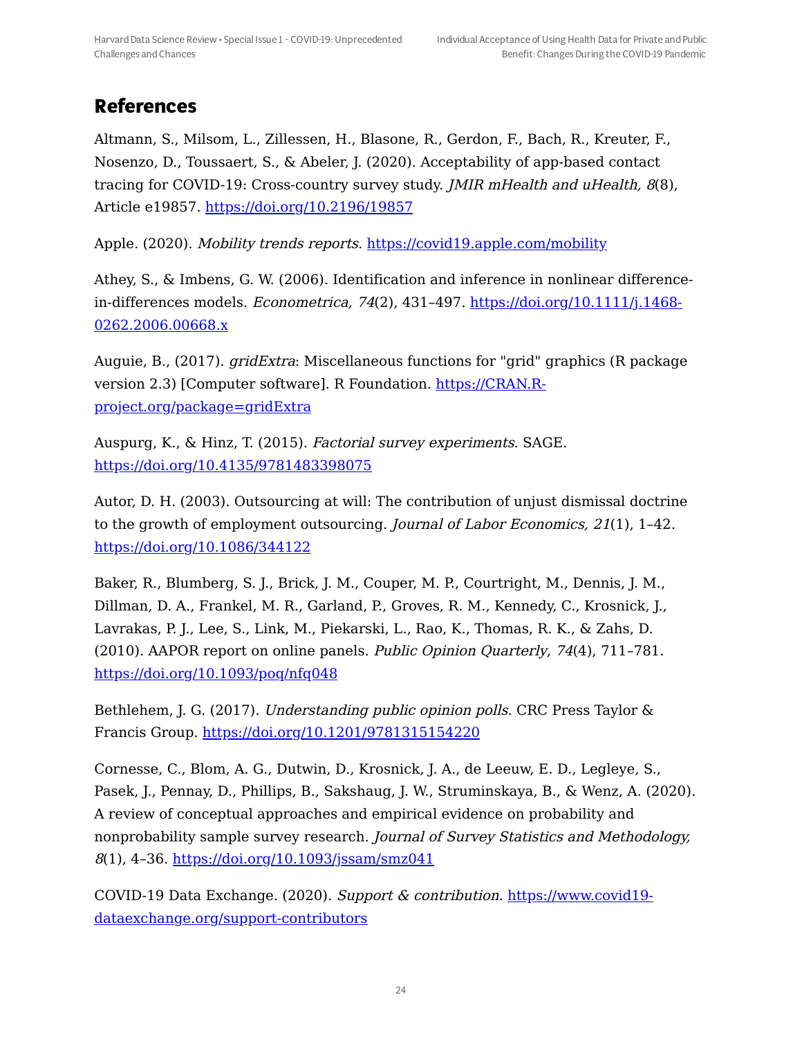## References

Altmann, S., Milsom, L., Zillessen, H., Blasone, R., Gerdon, F., Bach, R., Kreuter, F., Nosenzo, D., Toussaert, S., & Abeler, J. (2020). Acceptability of app-based contact tracing for COVID-19: Cross-country survey study. *JMIR mHealth and uHealth, 8*(8), Article e19857. https://doi.org/10.2196/19857

Apple. (2020). *Mobility trends reports*. https://covid19.apple.com/mobility

Athey, S., & Imbens, G. W. (2006). Identification and inference in nonlinear difference-in-differences models. *Econometrica, 74*(2), 431–497. https://doi.org/10.1111/j.1468-0262.2006.00668.x

Auguie, B., (2017). *gridExtra*: Miscellaneous functions for "grid" graphics (R package version 2.3) [Computer software]. R Foundation. https://CRAN.R-project.org/package=gridExtra

Auspurg, K., & Hinz, T. (2015). *Factorial survey experiments*. SAGE. https://doi.org/10.4135/9781483398075

Autor, D. H. (2003). Outsourcing at will: The contribution of unjust dismissal doctrine to the growth of employment outsourcing. *Journal of Labor Economics, 21*(1), 1–42. https://doi.org/10.1086/344122

Baker, R., Blumberg, S. J., Brick, J. M., Couper, M. P., Courtright, M., Dennis, J. M., Dillman, D. A., Frankel, M. R., Garland, P., Groves, R. M., Kennedy, C., Krosnick, J., Lavrakas, P. J., Lee, S., Link, M., Piekarski, L., Rao, K., Thomas, R. K., & Zahs, D. (2010). AAPOR report on online panels. *Public Opinion Quarterly*, *74*(4), 711–781. https://doi.org/10.1093/poq/nfq048

Bethlehem, J. G. (2017). *Understanding public opinion polls*. CRC Press Taylor & Francis Group. https://doi.org/10.1201/9781315154220

Cornesse, C., Blom, A. G., Dutwin, D., Krosnick, J. A., de Leeuw, E. D., Legleye, S., Pasek, J., Pennay, D., Phillips, B., Sakshaug, J. W., Struminskaya, B., & Wenz, A. (2020). A review of conceptual approaches and empirical evidence on probability and nonprobability sample survey research. *Journal of Survey Statistics and Methodology, 8*(1), 4–36. https://doi.org/10.1093/jssam/smz041

COVID-19 Data Exchange. (2020). *Support & contribution*. https://www.covid19-dataexchange.org/support-contributors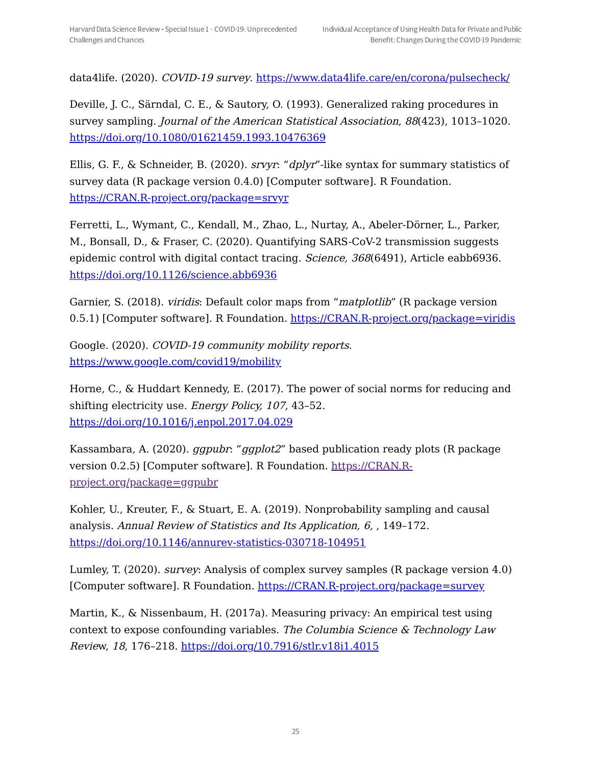data4life. (2020). *COVID-19 survey*. https://www.data4life.care/en/corona/pulsecheck/

Deville, J. C., Särndal, C. E., & Sautory, O. (1993). Generalized raking procedures in survey sampling. *Journal of the American Statistical Association*, *88*(423), 1013–1020. https://doi.org/10.1080/01621459.1993.10476369

Ellis, G. F., & Schneider, B. (2020). *srvyr*: "*dplyr*"-like syntax for summary statistics of survey data (R package version 0.4.0) [Computer software]. R Foundation. https://CRAN.R-project.org/package=srvyr

Ferretti, L., Wymant, C., Kendall, M., Zhao, L., Nurtay, A., Abeler-Dörner, L., Parker, M., Bonsall, D., & Fraser, C. (2020). Quantifying SARS-CoV-2 transmission suggests epidemic control with digital contact tracing. *Science, 368*(6491), Article eabb6936. https://doi.org/10.1126/science.abb6936

Garnier, S. (2018). *viridis*: Default color maps from "*matplotlib*" (R package version 0.5.1) [Computer software]. R Foundation. https://CRAN.R-project.org/package=viridis

Google. (2020). *COVID-19 community mobility reports*. https://www.google.com/covid19/mobility

Horne, C., & Huddart Kennedy, E. (2017). The power of social norms for reducing and shifting electricity use. *Energy Policy, 107*, 43–52. https://doi.org/10.1016/j.enpol.2017.04.029

Kassambara, A. (2020). *ggpubr*: "*ggplot2*" based publication ready plots (R package version 0.2.5) [Computer software]. R Foundation. https://CRAN.R-project.org/package=ggpubr

Kohler, U., Kreuter, F., & Stuart, E. A. (2019). Nonprobability sampling and causal analysis. *Annual Review of Statistics and Its Application, 6,* , 149–172. https://doi.org/10.1146/annurev-statistics-030718-104951

Lumley, T. (2020). *survey*: Analysis of complex survey samples (R package version 4.0) [Computer software]. R Foundation. https://CRAN.R-project.org/package=survey

Martin, K., & Nissenbaum, H. (2017a). Measuring privacy: An empirical test using context to expose confounding variables. *The Columbia Science & Technology Law Review*, *18*, 176–218. https://doi.org/10.7916/stlr.v18i1.4015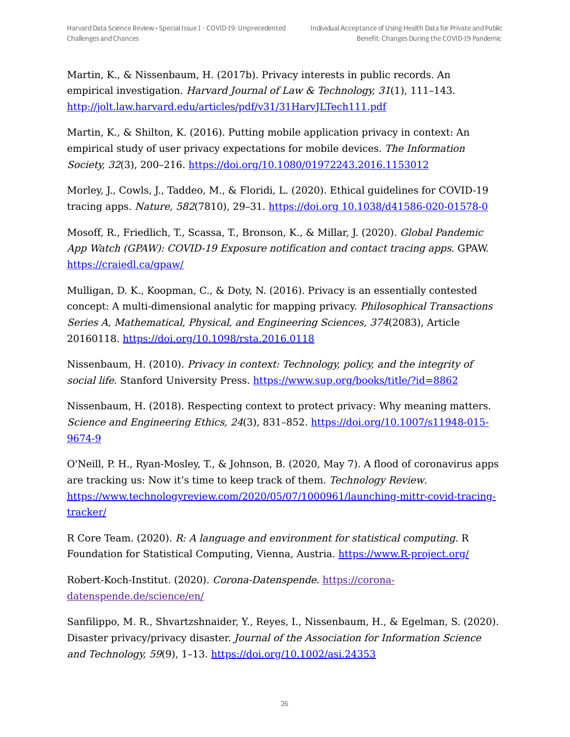Martin, K., & Nissenbaum, H. (2017b). Privacy interests in public records. An empirical investigation. *Harvard Journal of Law & Technology, 31*(1), 111–143. http://jolt.law.harvard.edu/articles/pdf/v31/31HarvJLTech111.pdf

Martin, K., & Shilton, K. (2016). Putting mobile application privacy in context: An empirical study of user privacy expectations for mobile devices. *The Information Society, 32*(3), 200–216. https://doi.org/10.1080/01972243.2016.1153012

Morley, J., Cowls, J., Taddeo, M., & Floridi, L. (2020). Ethical guidelines for COVID-19 tracing apps. *Nature, 582*(7810), 29–31. https://doi.org 10.1038/d41586-020-01578-0

Mosoff, R., Friedlich, T., Scassa, T., Bronson, K., & Millar, J. (2020). *Global Pandemic App Watch (GPAW): COVID-19 Exposure notification and contact tracing apps*. GPAW. https://craiedl.ca/gpaw/

Mulligan, D. K., Koopman, C., & Doty, N. (2016). Privacy is an essentially contested concept: A multi-dimensional analytic for mapping privacy. *Philosophical Transactions Series A, Mathematical, Physical, and Engineering Sciences, 374*(2083), Article 20160118. https://doi.org/10.1098/rsta.2016.0118

Nissenbaum, H. (2010). *Privacy in context: Technology, policy, and the integrity of social life*. Stanford University Press. https://www.sup.org/books/title/?id=8862

Nissenbaum, H. (2018). Respecting context to protect privacy: Why meaning matters. *Science and Engineering Ethics, 24*(3), 831–852. https://doi.org/10.1007/s11948-015-9674-9

O'Neill, P. H., Ryan-Mosley, T., & Johnson, B. (2020, May 7). A flood of coronavirus apps are tracking us: Now it's time to keep track of them. *Technology Review*. https://www.technologyreview.com/2020/05/07/1000961/launching-mittr-covid-tracing-tracker/

R Core Team. (2020). *R: A language and environment for statistical computing*. R Foundation for Statistical Computing, Vienna, Austria. https://www.R-project.org/

Robert-Koch-Institut. (2020). *Corona-Datenspende*. https://corona-datenspende.de/science/en/

Sanfilippo, M. R., Shvartzshnaider, Y., Reyes, I., Nissenbaum, H., & Egelman, S. (2020). Disaster privacy/privacy disaster. *Journal of the Association for Information Science and Technology, 59*(9), 1–13. https://doi.org/10.1002/asi.24353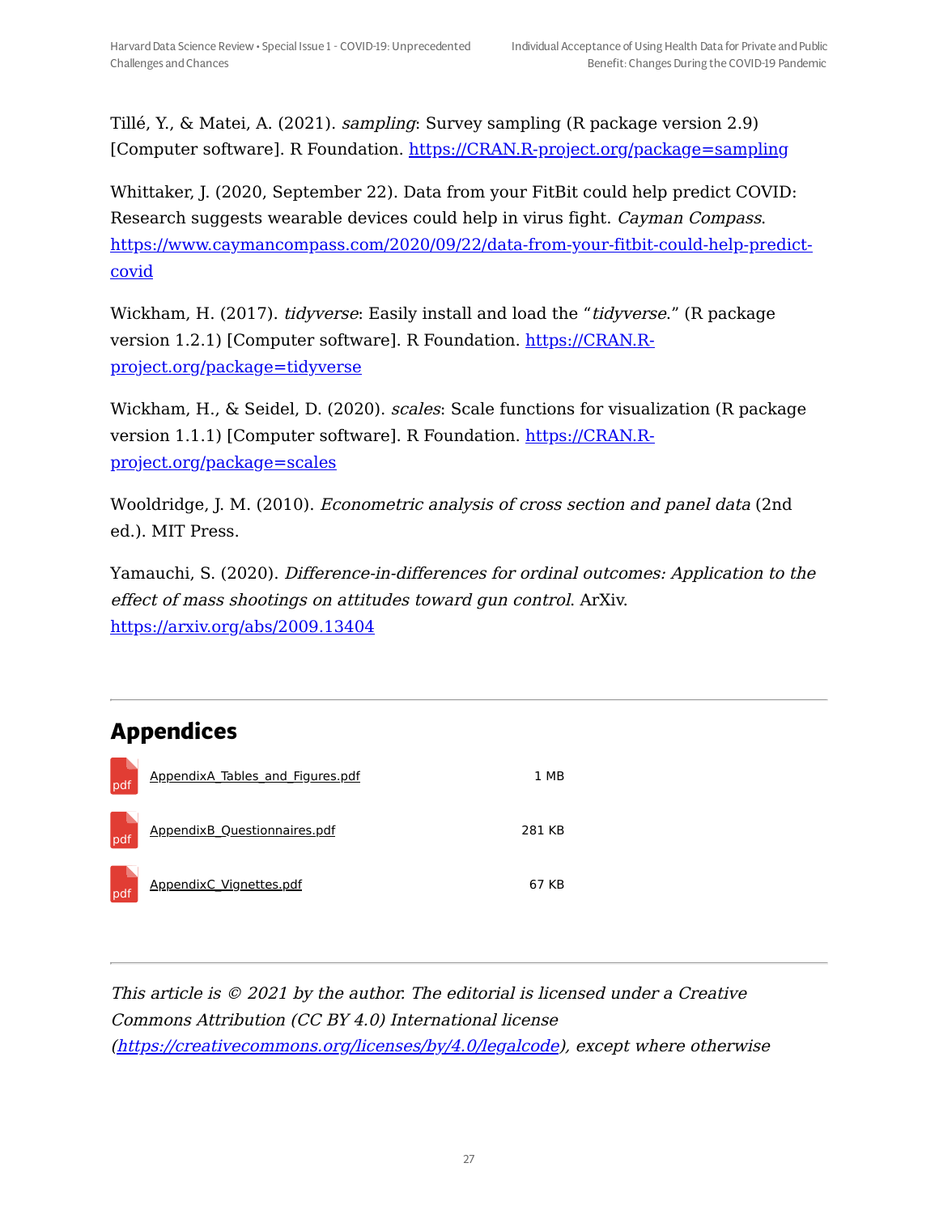Tillé, Y., & Matei, A. (2021). *sampling*: Survey sampling (R package version 2.9) [Computer software]. R Foundation. https://CRAN.R-project.org/package=sampling

Whittaker, J. (2020, September 22). Data from your FitBit could help predict COVID: Research suggests wearable devices could help in virus fight. *Cayman Compass*. https://www.caymancompass.com/2020/09/22/data-from-your-fitbit-could-help-predict-covid

Wickham, H. (2017). *tidyverse*: Easily install and load the "*tidyverse*." (R package version 1.2.1) [Computer software]. R Foundation. https://CRAN.R-project.org/package=tidyverse

Wickham, H., & Seidel, D. (2020). *scales*: Scale functions for visualization (R package version 1.1.1) [Computer software]. R Foundation. https://CRAN.R-project.org/package=scales

Wooldridge, J. M. (2010). *Econometric analysis of cross section and panel data* (2nd ed.). MIT Press.

Yamauchi, S. (2020). *Difference-in-differences for ordinal outcomes: Application to the effect of mass shootings on attitudes toward gun control*. ArXiv. https://arxiv.org/abs/2009.13404

## Appendices

| | |
|---|---|
| AppendixA_Tables_and_Figures.pdf | 1 MB |
| AppendixB_Questionnaires.pdf | 281 KB |
| AppendixC_Vignettes.pdf | 67 KB |

*This article is © 2021 by the author. The editorial is licensed under a Creative Commons Attribution (CC BY 4.0) International license (https://creativecommons.org/licenses/by/4.0/legalcode), except where otherwise*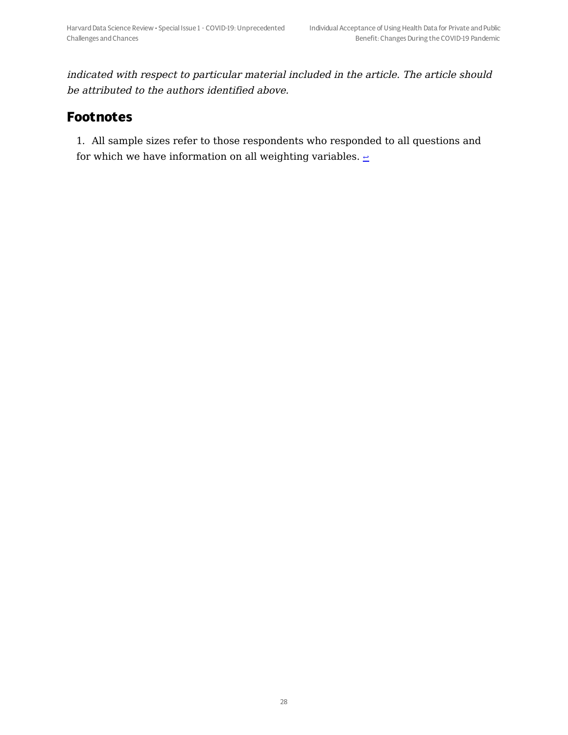*indicated with respect to particular material included in the article. The article should be attributed to the authors identified above.*

## Footnotes

1. All sample sizes refer to those respondents who responded to all questions and for which we have information on all weighting variables. ↩